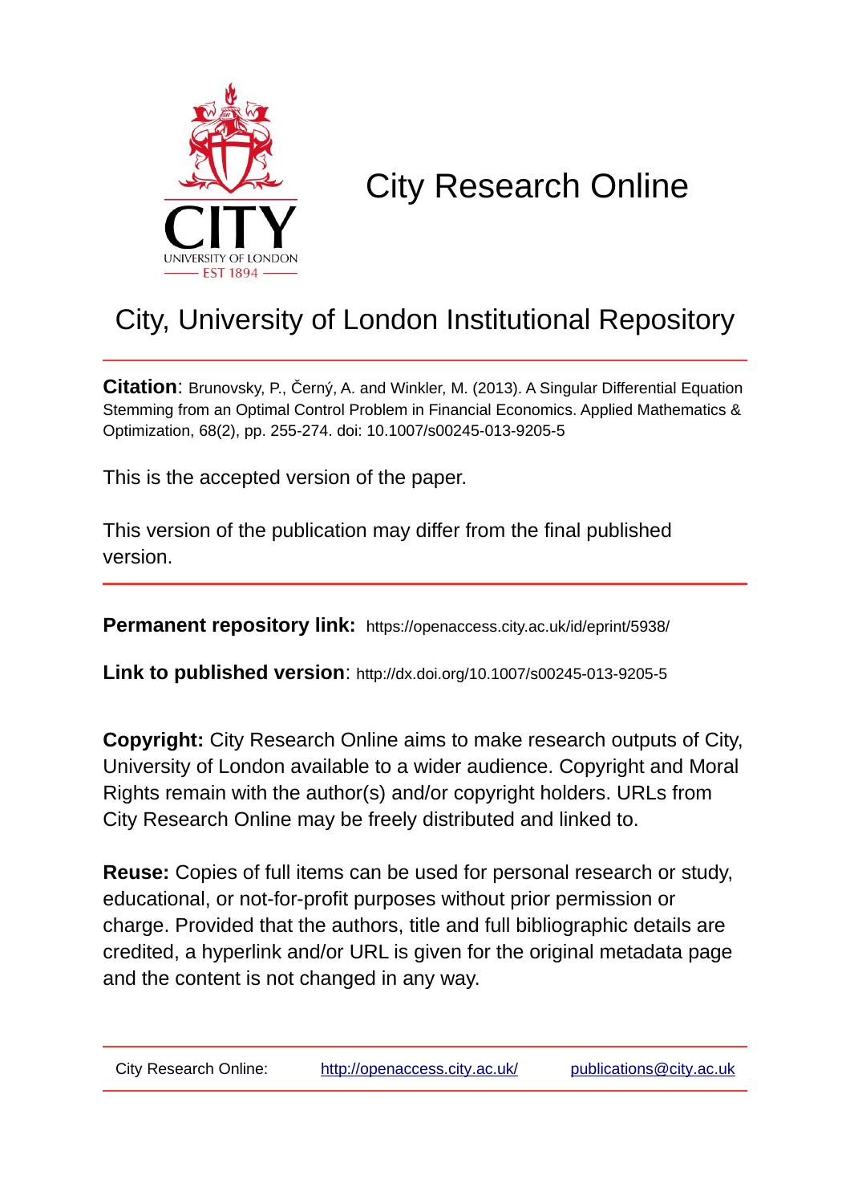# City Research Online

## City, University of London Institutional Repository

**Citation**: Brunovsky, P., Černý, A. and Winkler, M. (2013). A Singular Differential Equation Stemming from an Optimal Control Problem in Financial Economics. Applied Mathematics & Optimization, 68(2), pp. 255-274. doi: 10.1007/s00245-013-9205-5

This is the accepted version of the paper.

This version of the publication may differ from the final published version.

**Permanent repository link:** https://openaccess.city.ac.uk/id/eprint/5938/

**Link to published version**: http://dx.doi.org/10.1007/s00245-013-9205-5

**Copyright:** City Research Online aims to make research outputs of City, University of London available to a wider audience. Copyright and Moral Rights remain with the author(s) and/or copyright holders. URLs from City Research Online may be freely distributed and linked to.

**Reuse:** Copies of full items can be used for personal research or study, educational, or not-for-profit purposes without prior permission or charge. Provided that the authors, title and full bibliographic details are credited, a hyperlink and/or URL is given for the original metadata page and the content is not changed in any way.

City Research Online: http://openaccess.city.ac.uk/ publications@city.ac.uk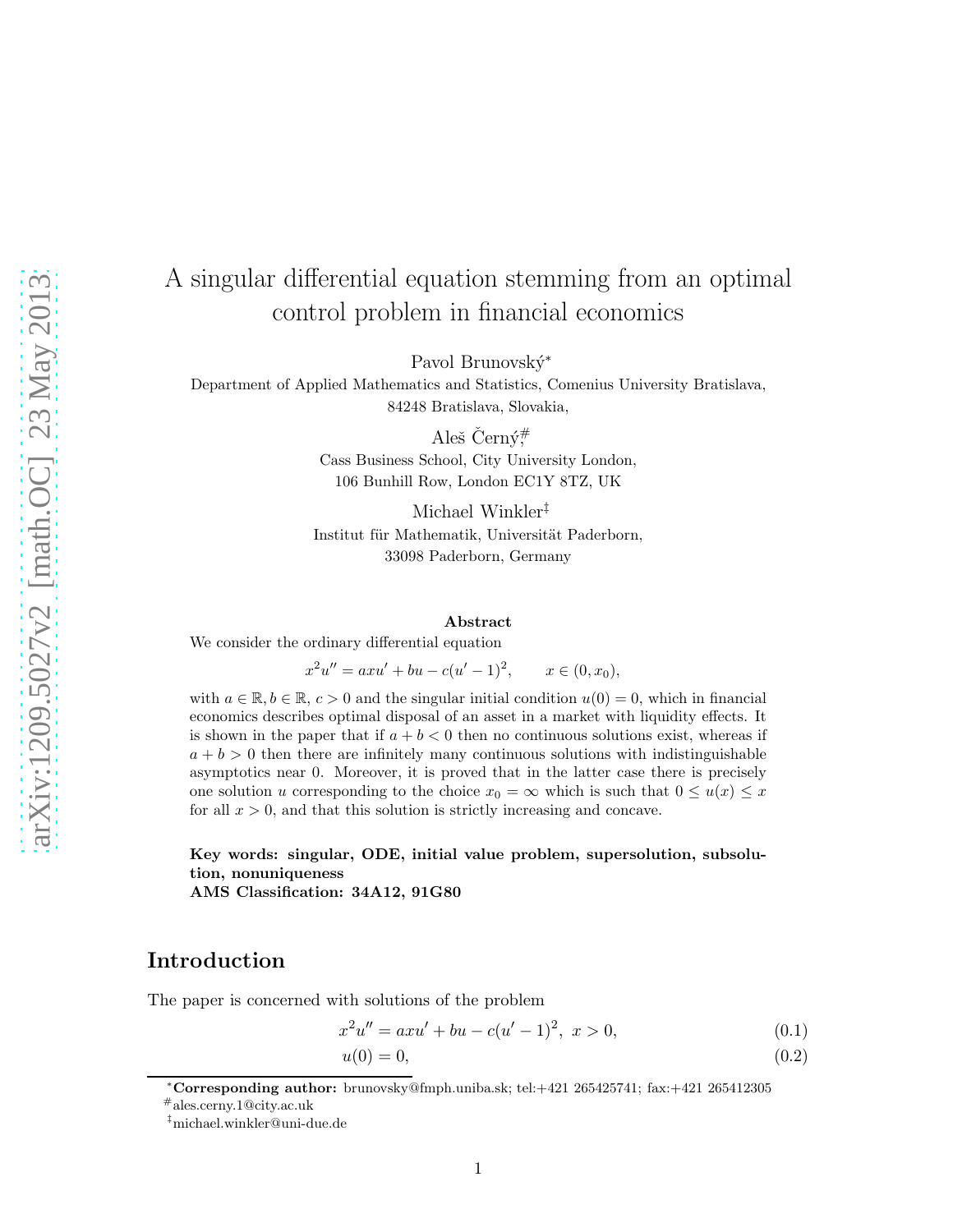# A singular differential equation stemming from an optimal control problem in financial economics

Pavol Brunovský*
Department of Applied Mathematics and Statistics, Comenius University Bratislava, 84248 Bratislava, Slovakia,

Aleš Černý,#
Cass Business School, City University London, 106 Bunhill Row, London EC1Y 8TZ, UK

Michael Winkler‡
Institut für Mathematik, Universität Paderborn, 33098 Paderborn, Germany

**Abstract**

We consider the ordinary differential equation

$$x^2 u'' = axu' + bu - c(u' - 1)^2, \qquad x \in (0, x_0),$$

with $a \in \mathbb{R}, b \in \mathbb{R}$, $c > 0$ and the singular initial condition $u(0) = 0$, which in financial economics describes optimal disposal of an asset in a market with liquidity effects. It is shown in the paper that if $a + b < 0$ then no continuous solutions exist, whereas if $a + b > 0$ then there are infinitely many continuous solutions with indistinguishable asymptotics near 0. Moreover, it is proved that in the latter case there is precisely one solution $u$ corresponding to the choice $x_0 = \infty$ which is such that $0 \le u(x) \le x$ for all $x > 0$, and that this solution is strictly increasing and concave.

**Key words: singular, ODE, initial value problem, supersolution, subsolution, nonuniqueness**
**AMS Classification: 34A12, 91G80**

## Introduction

The paper is concerned with solutions of the problem

$$x^2 u'' = axu' + bu - c(u' - 1)^2, \; x > 0, \tag{0.1}$$

$$u(0) = 0, \tag{0.2}$$

*Corresponding author: brunovsky@fmph.uniba.sk; tel:+421 265425741; fax:+421 265412305
#ales.cerny.1@city.ac.uk
‡michael.winkler@uni-due.de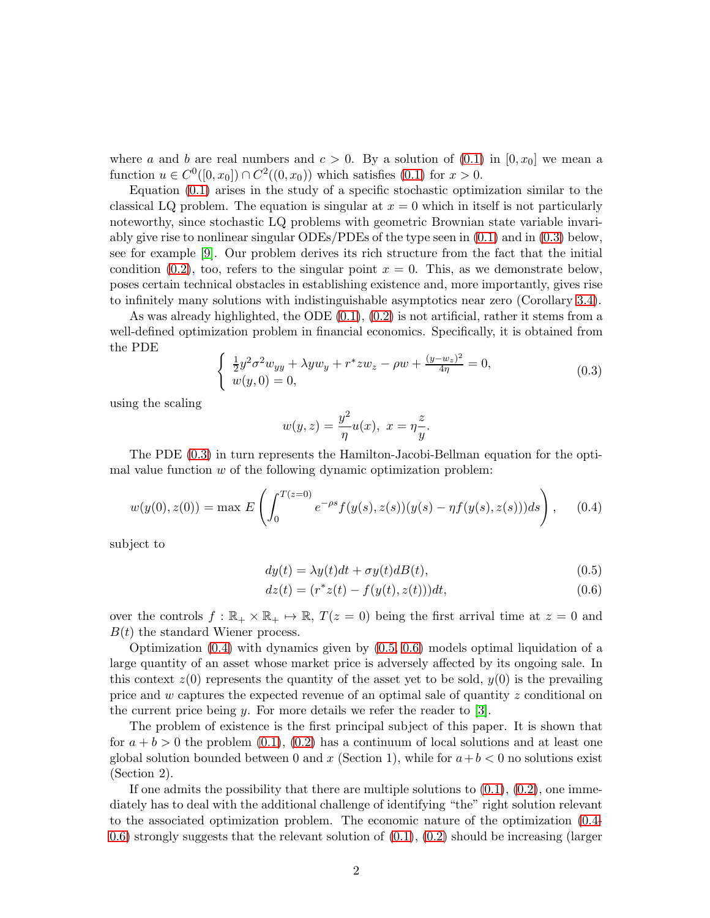where $a$ and $b$ are real numbers and $c > 0$. By a solution of (0.1) in $[0, x_0]$ we mean a function $u \in C^0([0, x_0]) \cap C^2((0, x_0))$ which satisfies (0.1) for $x > 0$.

Equation (0.1) arises in the study of a specific stochastic optimization similar to the classical LQ problem. The equation is singular at $x = 0$ which in itself is not particularly noteworthy, since stochastic LQ problems with geometric Brownian state variable invariably give rise to nonlinear singular ODEs/PDEs of the type seen in (0.1) and in (0.3) below, see for example [9]. Our problem derives its rich structure from the fact that the initial condition (0.2), too, refers to the singular point $x = 0$. This, as we demonstrate below, poses certain technical obstacles in establishing existence and, more importantly, gives rise to infinitely many solutions with indistinguishable asymptotics near zero (Corollary 3.4).

As was already highlighted, the ODE (0.1), (0.2) is not artificial, rather it stems from a well-defined optimization problem in financial economics. Specifically, it is obtained from the PDE

$$
\left\{ \begin{array}{l} \frac{1}{2} y^2 \sigma^2 w_{yy} + \lambda y w_y + r^* z w_z - \rho w + \frac{(y - w_z)^2}{4\eta} = 0, \\ w(y, 0) = 0, \end{array} \right. \tag{0.3}
$$

using the scaling

$$
w(y, z) = \frac{y^2}{\eta} u(x), \ x = \eta \frac{z}{y}.
$$

The PDE (0.3) in turn represents the Hamilton-Jacobi-Bellman equation for the optimal value function $w$ of the following dynamic optimization problem:

$$
w(y(0), z(0)) = \max E \left( \int_0^{T(z=0)} e^{-\rho s} f(y(s), z(s))(y(s) - \eta f(y(s), z(s))) ds \right), \tag{0.4}
$$

subject to

$$
dy(t) = \lambda y(t) dt + \sigma y(t) dB(t), \tag{0.5}
$$

$$
dz(t) = (r^* z(t) - f(y(t), z(t))) dt, \tag{0.6}
$$

over the controls $f : \mathbb{R}_+ \times \mathbb{R}_+ \mapsto \mathbb{R}$, $T(z = 0)$ being the first arrival time at $z = 0$ and $B(t)$ the standard Wiener process.

Optimization (0.4) with dynamics given by (0.5, 0.6) models optimal liquidation of a large quantity of an asset whose market price is adversely affected by its ongoing sale. In this context $z(0)$ represents the quantity of the asset yet to be sold, $y(0)$ is the prevailing price and $w$ captures the expected revenue of an optimal sale of quantity $z$ conditional on the current price being $y$. For more details we refer the reader to [3].

The problem of existence is the first principal subject of this paper. It is shown that for $a + b > 0$ the problem (0.1), (0.2) has a continuum of local solutions and at least one global solution bounded between 0 and $x$ (Section 1), while for $a + b < 0$ no solutions exist (Section 2).

If one admits the possibility that there are multiple solutions to (0.1), (0.2), one immediately has to deal with the additional challenge of identifying "the" right solution relevant to the associated optimization problem. The economic nature of the optimization (0.4-0.6) strongly suggests that the relevant solution of (0.1), (0.2) should be increasing (larger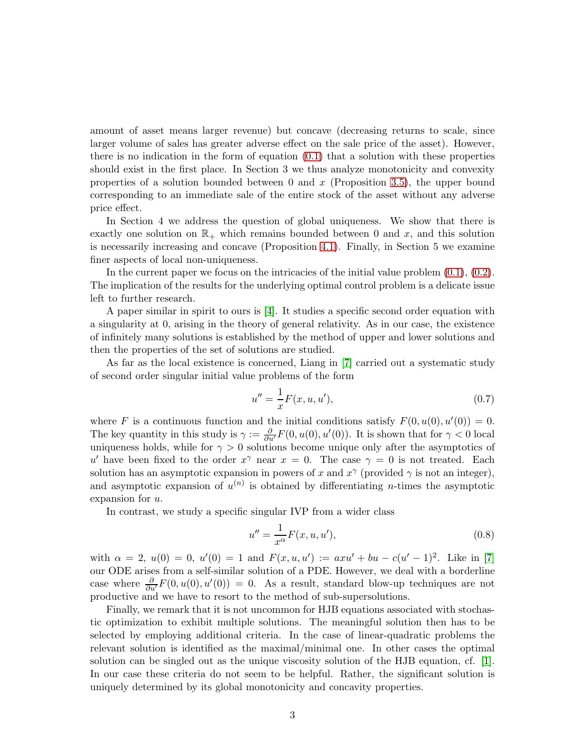amount of asset means larger revenue) but concave (decreasing returns to scale, since larger volume of sales has greater adverse effect on the sale price of the asset). However, there is no indication in the form of equation (0.1) that a solution with these properties should exist in the first place. In Section 3 we thus analyze monotonicity and convexity properties of a solution bounded between 0 and $x$ (Proposition 3.5), the upper bound corresponding to an immediate sale of the entire stock of the asset without any adverse price effect.

In Section 4 we address the question of global uniqueness. We show that there is exactly one solution on $\mathbb{R}_+$ which remains bounded between 0 and $x$, and this solution is necessarily increasing and concave (Proposition 4.1). Finally, in Section 5 we examine finer aspects of local non-uniqueness.

In the current paper we focus on the intricacies of the initial value problem (0.1), (0.2). The implication of the results for the underlying optimal control problem is a delicate issue left to further research.

A paper similar in spirit to ours is [4]. It studies a specific second order equation with a singularity at 0, arising in the theory of general relativity. As in our case, the existence of infinitely many solutions is established by the method of upper and lower solutions and then the properties of the set of solutions are studied.

As far as the local existence is concerned, Liang in [7] carried out a systematic study of second order singular initial value problems of the form

$$u'' = \frac{1}{x} F(x, u, u'), \tag{0.7}$$

where $F$ is a continuous function and the initial conditions satisfy $F(0, u(0), u'(0)) = 0$. The key quantity in this study is $\gamma := \frac{\partial}{\partial u'} F(0, u(0), u'(0))$. It is shown that for $\gamma < 0$ local uniqueness holds, while for $\gamma > 0$ solutions become unique only after the asymptotics of $u'$ have been fixed to the order $x^\gamma$ near $x = 0$. The case $\gamma = 0$ is not treated. Each solution has an asymptotic expansion in powers of $x$ and $x^\gamma$ (provided $\gamma$ is not an integer), and asymptotic expansion of $u^{(n)}$ is obtained by differentiating $n$-times the asymptotic expansion for $u$.

In contrast, we study a specific singular IVP from a wider class

$$u'' = \frac{1}{x^\alpha} F(x, u, u'), \tag{0.8}$$

with $\alpha = 2$, $u(0) = 0$, $u'(0) = 1$ and $F(x, u, u') := axu' + bu - c(u' - 1)^2$. Like in [7] our ODE arises from a self-similar solution of a PDE. However, we deal with a borderline case where $\frac{\partial}{\partial u'} F(0, u(0), u'(0)) = 0$. As a result, standard blow-up techniques are not productive and we have to resort to the method of sub-supersolutions.

Finally, we remark that it is not uncommon for HJB equations associated with stochastic optimization to exhibit multiple solutions. The meaningful solution then has to be selected by employing additional criteria. In the case of linear-quadratic problems the relevant solution is identified as the maximal/minimal one. In other cases the optimal solution can be singled out as the unique viscosity solution of the HJB equation, cf. [1]. In our case these criteria do not seem to be helpful. Rather, the significant solution is uniquely determined by its global monotonicity and concavity properties.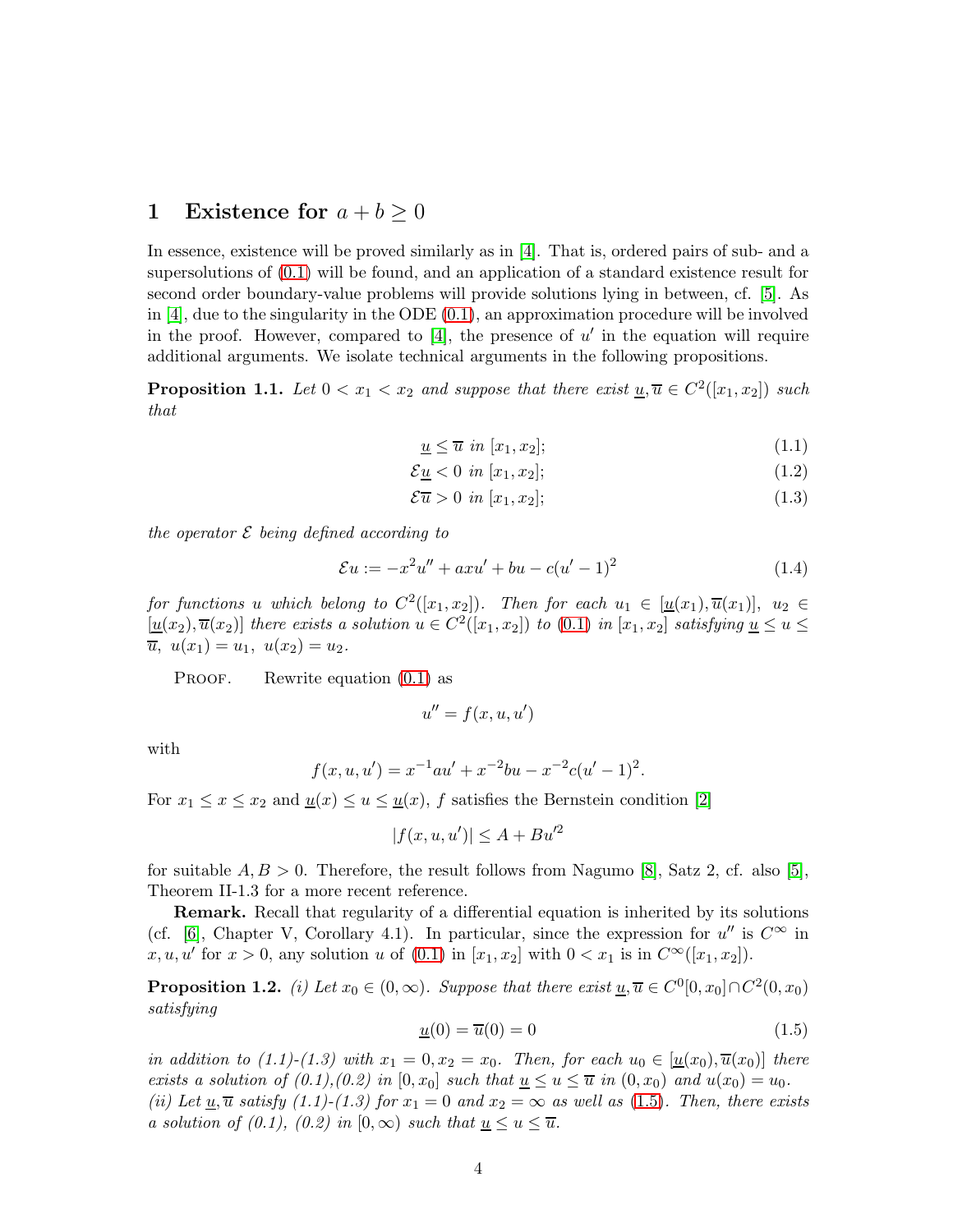# 1 Existence for $a + b \geq 0$

In essence, existence will be proved similarly as in [4]. That is, ordered pairs of sub- and a supersolutions of (0.1) will be found, and an application of a standard existence result for second order boundary-value problems will provide solutions lying in between, cf. [5]. As in [4], due to the singularity in the ODE (0.1), an approximation procedure will be involved in the proof. However, compared to [4], the presence of $u'$ in the equation will require additional arguments. We isolate technical arguments in the following propositions.

**Proposition 1.1.** *Let $0 < x_1 < x_2$ and suppose that there exist $\underline{u}, \overline{u} \in C^2([x_1, x_2])$ such that*

$$\underline{u} \leq \overline{u} \text{ in } [x_1, x_2]; \tag{1.1}$$

$$\mathcal{E}\underline{u} < 0 \text{ in } [x_1, x_2]; \tag{1.2}$$

$$\mathcal{E}\overline{u} > 0 \text{ in } [x_1, x_2]; \tag{1.3}$$

*the operator $\mathcal{E}$ being defined according to*

$$\mathcal{E}u := -x^2 u'' + axu' + bu - c(u' - 1)^2 \tag{1.4}$$

*for functions $u$ which belong to $C^2([x_1, x_2])$. Then for each $u_1 \in [\underline{u}(x_1), \overline{u}(x_1)]$, $u_2 \in [\underline{u}(x_2), \overline{u}(x_2)]$ there exists a solution $u \in C^2([x_1, x_2])$ to (0.1) in $[x_1, x_2]$ satisfying $\underline{u} \leq u \leq \overline{u}$, $u(x_1) = u_1$, $u(x_2) = u_2$.*

Proof. Rewrite equation (0.1) as

$$u'' = f(x, u, u')$$

with

$$f(x, u, u') = x^{-1} a u' + x^{-2} b u - x^{-2} c (u' - 1)^2.$$

For $x_1 \leq x \leq x_2$ and $\underline{u}(x) \leq u \leq \underline{u}(x)$, $f$ satisfies the Bernstein condition [2]

$$|f(x, u, u')| \leq A + B u'^2$$

for suitable $A, B > 0$. Therefore, the result follows from Nagumo [8], Satz 2, cf. also [5], Theorem II-1.3 for a more recent reference.

**Remark.** Recall that regularity of a differential equation is inherited by its solutions (cf. [6], Chapter V, Corollary 4.1). In particular, since the expression for $u''$ is $C^\infty$ in $x, u, u'$ for $x > 0$, any solution $u$ of (0.1) in $[x_1, x_2]$ with $0 < x_1$ is in $C^\infty([x_1, x_2])$.

**Proposition 1.2.** *(i) Let $x_0 \in (0, \infty)$. Suppose that there exist $\underline{u}, \overline{u} \in C^0[0, x_0] \cap C^2(0, x_0)$ satisfying*

$$\underline{u}(0) = \overline{u}(0) = 0 \tag{1.5}$$

*in addition to (1.1)-(1.3) with $x_1 = 0, x_2 = x_0$. Then, for each $u_0 \in [\underline{u}(x_0), \overline{u}(x_0)]$ there exists a solution of (0.1),(0.2) in $[0, x_0]$ such that $\underline{u} \leq u \leq \overline{u}$ in $(0, x_0)$ and $u(x_0) = u_0$.*
*(ii) Let $\underline{u}, \overline{u}$ satisfy (1.1)-(1.3) for $x_1 = 0$ and $x_2 = \infty$ as well as (1.5). Then, there exists a solution of (0.1), (0.2) in $[0, \infty)$ such that $\underline{u} \leq u \leq \overline{u}$.*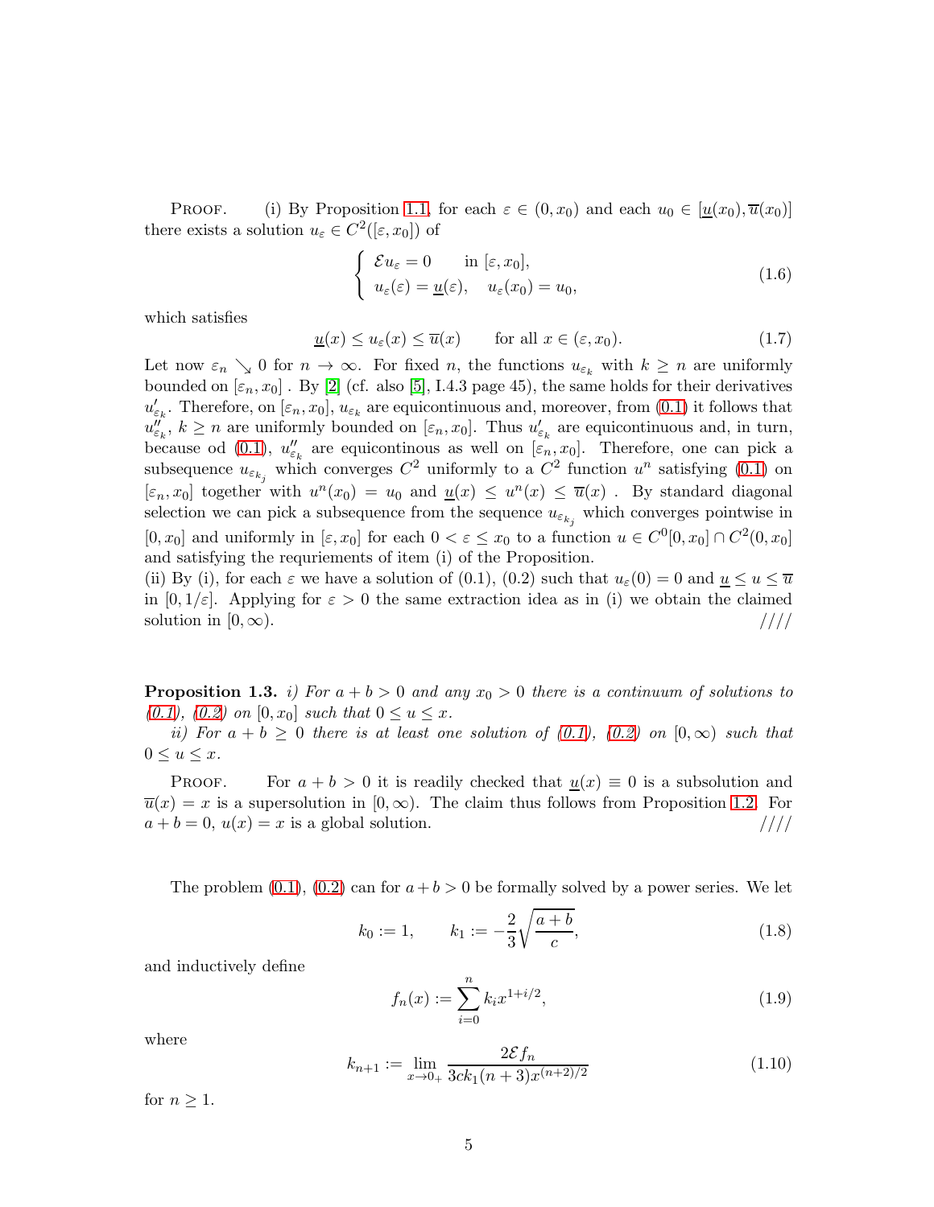PROOF. (i) By Proposition 1.1, for each $\varepsilon \in (0, x_0)$ and each $u_0 \in [\underline{u}(x_0), \overline{u}(x_0)]$ there exists a solution $u_\varepsilon \in C^2([\varepsilon, x_0])$ of

$$\begin{cases} \mathcal{E} u_\varepsilon = 0 & \text{in } [\varepsilon, x_0], \\ u_\varepsilon(\varepsilon) = \underline{u}(\varepsilon), \quad u_\varepsilon(x_0) = u_0, \end{cases} \tag{1.6}$$

which satisfies

$$\underline{u}(x) \leq u_\varepsilon(x) \leq \overline{u}(x) \qquad \text{for all } x \in (\varepsilon, x_0). \tag{1.7}$$

Let now $\varepsilon_n \searrow 0$ for $n \to \infty$. For fixed $n$, the functions $u_{\varepsilon_k}$ with $k \geq n$ are uniformly bounded on $[\varepsilon_n, x_0]$ . By [2] (cf. also [5], I.4.3 page 45), the same holds for their derivatives $u'_{\varepsilon_k}$. Therefore, on $[\varepsilon_n, x_0]$, $u_{\varepsilon_k}$ are equicontinuous and, moreover, from (0.1) it follows that $u''_{\varepsilon_k}$, $k \geq n$ are uniformly bounded on $[\varepsilon_n, x_0]$. Thus $u'_{\varepsilon_k}$ are equicontinuous and, in turn, because od (0.1), $u''_{\varepsilon_k}$ are equicontinous as well on $[\varepsilon_n, x_0]$. Therefore, one can pick a subsequence $u_{\varepsilon_{k_j}}$ which converges $C^2$ uniformly to a $C^2$ function $u^n$ satisfying (0.1) on $[\varepsilon_n, x_0]$ together with $u^n(x_0) = u_0$ and $\underline{u}(x) \leq u^n(x) \leq \overline{u}(x)$ . By standard diagonal selection we can pick a subsequence from the sequence $u_{\varepsilon_{k_j}}$ which converges pointwise in $[0, x_0]$ and uniformly in $[\varepsilon, x_0]$ for each $0 < \varepsilon \leq x_0$ to a function $u \in C^0[0, x_0] \cap C^2(0, x_0]$ and satisfying the requriements of item (i) of the Proposition.
(ii) By (i), for each $\varepsilon$ we have a solution of (0.1), (0.2) such that $u_\varepsilon(0) = 0$ and $\underline{u} \leq u \leq \overline{u}$ in $[0, 1/\varepsilon]$. Applying for $\varepsilon > 0$ the same extraction idea as in (i) we obtain the claimed solution in $[0, \infty)$. ////

**Proposition 1.3.** *i) For $a + b > 0$ and any $x_0 > 0$ there is a continuum of solutions to (0.1), (0.2) on $[0, x_0]$ such that $0 \leq u \leq x$.*

*ii) For $a + b \geq 0$ there is at least one solution of (0.1), (0.2) on $[0, \infty)$ such that $0 \leq u \leq x$.*

PROOF. For $a + b > 0$ it is readily checked that $\underline{u}(x) \equiv 0$ is a subsolution and $\overline{u}(x) = x$ is a supersolution in $[0, \infty)$. The claim thus follows from Proposition 1.2. For $a + b = 0$, $u(x) = x$ is a global solution. ////

The problem (0.1), (0.2) can for $a + b > 0$ be formally solved by a power series. We let

$$k_0 := 1, \qquad k_1 := -\frac{2}{3}\sqrt{\frac{a+b}{c}}, \tag{1.8}$$

and inductively define

$$f_n(x) := \sum_{i=0}^{n} k_i x^{1+i/2}, \tag{1.9}$$

where

$$k_{n+1} := \lim_{x \to 0_+} \frac{2\mathcal{E} f_n}{3ck_1(n+3)x^{(n+2)/2}} \tag{1.10}$$

for $n \geq 1$.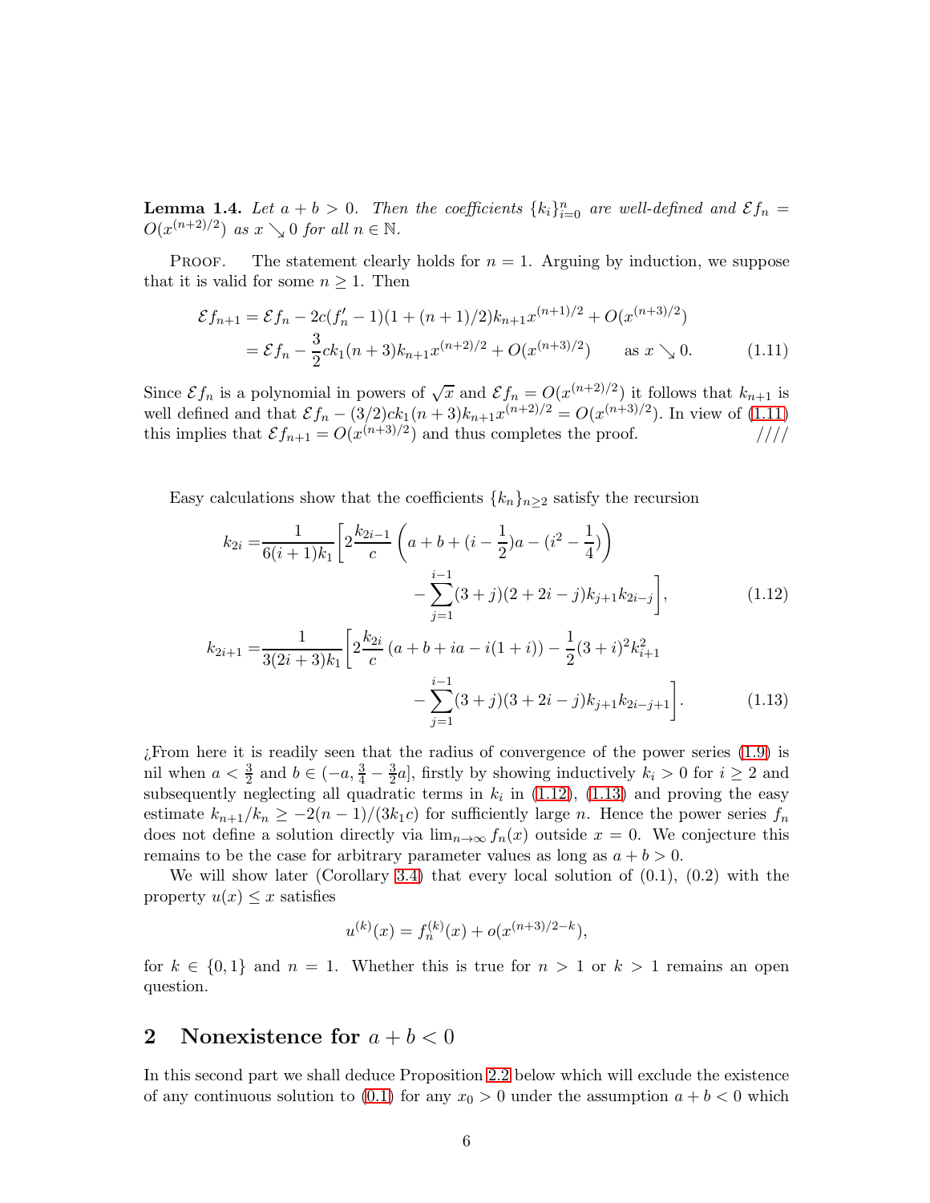**Lemma 1.4.** *Let $a + b > 0$. Then the coefficients $\{k_i\}_{i=0}^n$ are well-defined and $\mathcal{E} f_n = O(x^{(n+2)/2})$ as $x \searrow 0$ for all $n \in \mathbb{N}$.*

Proof. The statement clearly holds for $n = 1$. Arguing by induction, we suppose that it is valid for some $n \geq 1$. Then

$$
\begin{aligned}
\mathcal{E} f_{n+1} &= \mathcal{E} f_n - 2c(f_n' - 1)(1 + (n+1)/2) k_{n+1} x^{(n+1)/2} + O(x^{(n+3)/2}) \\
&= \mathcal{E} f_n - \frac{3}{2} c k_1 (n+3) k_{n+1} x^{(n+2)/2} + O(x^{(n+3)/2}) \qquad \text{as } x \searrow 0. 
\end{aligned}
\tag{1.11}
$$

Since $\mathcal{E} f_n$ is a polynomial in powers of $\sqrt{x}$ and $\mathcal{E} f_n = O(x^{(n+2)/2})$ it follows that $k_{n+1}$ is well defined and that $\mathcal{E} f_n - (3/2) c k_1 (n+3) k_{n+1} x^{(n+2)/2} = O(x^{(n+3)/2})$. In view of (1.11) this implies that $\mathcal{E} f_{n+1} = O(x^{(n+3)/2})$ and thus completes the proof. ////

Easy calculations show that the coefficients $\{k_n\}_{n \geq 2}$ satisfy the recursion

$$
\begin{aligned}
k_{2i} = &\frac{1}{6(i+1)k_1} \Bigg[ 2 \frac{k_{2i-1}}{c} \left( a + b + (i - \frac{1}{2}) a - (i^2 - \frac{1}{4}) \right) \\
&\qquad\qquad - \sum_{j=1}^{i-1} (3+j)(2 + 2i - j) k_{j+1} k_{2i-j} \Bigg],
\end{aligned}
\tag{1.12}
$$

$$
\begin{aligned}
k_{2i+1} = &\frac{1}{3(2i+3)k_1} \Bigg[ 2 \frac{k_{2i}}{c} \left( a + b + ia - i(1+i) \right) - \frac{1}{2} (3+i)^2 k_{i+1}^2 \\
&\qquad\qquad - \sum_{j=1}^{i-1} (3+j)(3 + 2i - j) k_{j+1} k_{2i-j+1} \Bigg].
\end{aligned}
\tag{1.13}
$$

¿From here it is readily seen that the radius of convergence of the power series (1.9) is nil when $a < \frac{3}{2}$ and $b \in (-a, \frac{3}{4} - \frac{3}{2} a]$, firstly by showing inductively $k_i > 0$ for $i \geq 2$ and subsequently neglecting all quadratic terms in $k_i$ in (1.12), (1.13) and proving the easy estimate $k_{n+1}/k_n \geq -2(n-1)/(3k_1 c)$ for sufficiently large $n$. Hence the power series $f_n$ does not define a solution directly via $\lim_{n\to\infty} f_n(x)$ outside $x = 0$. We conjecture this remains to be the case for arbitrary parameter values as long as $a + b > 0$.

We will show later (Corollary 3.4) that every local solution of (0.1), (0.2) with the property $u(x) \leq x$ satisfies

$$
u^{(k)}(x) = f_n^{(k)}(x) + o(x^{(n+3)/2 - k}),
$$

for $k \in \{0, 1\}$ and $n = 1$. Whether this is true for $n > 1$ or $k > 1$ remains an open question.

## 2 Nonexistence for $a + b < 0$

In this second part we shall deduce Proposition 2.2 below which will exclude the existence of any continuous solution to (0.1) for any $x_0 > 0$ under the assumption $a + b < 0$ which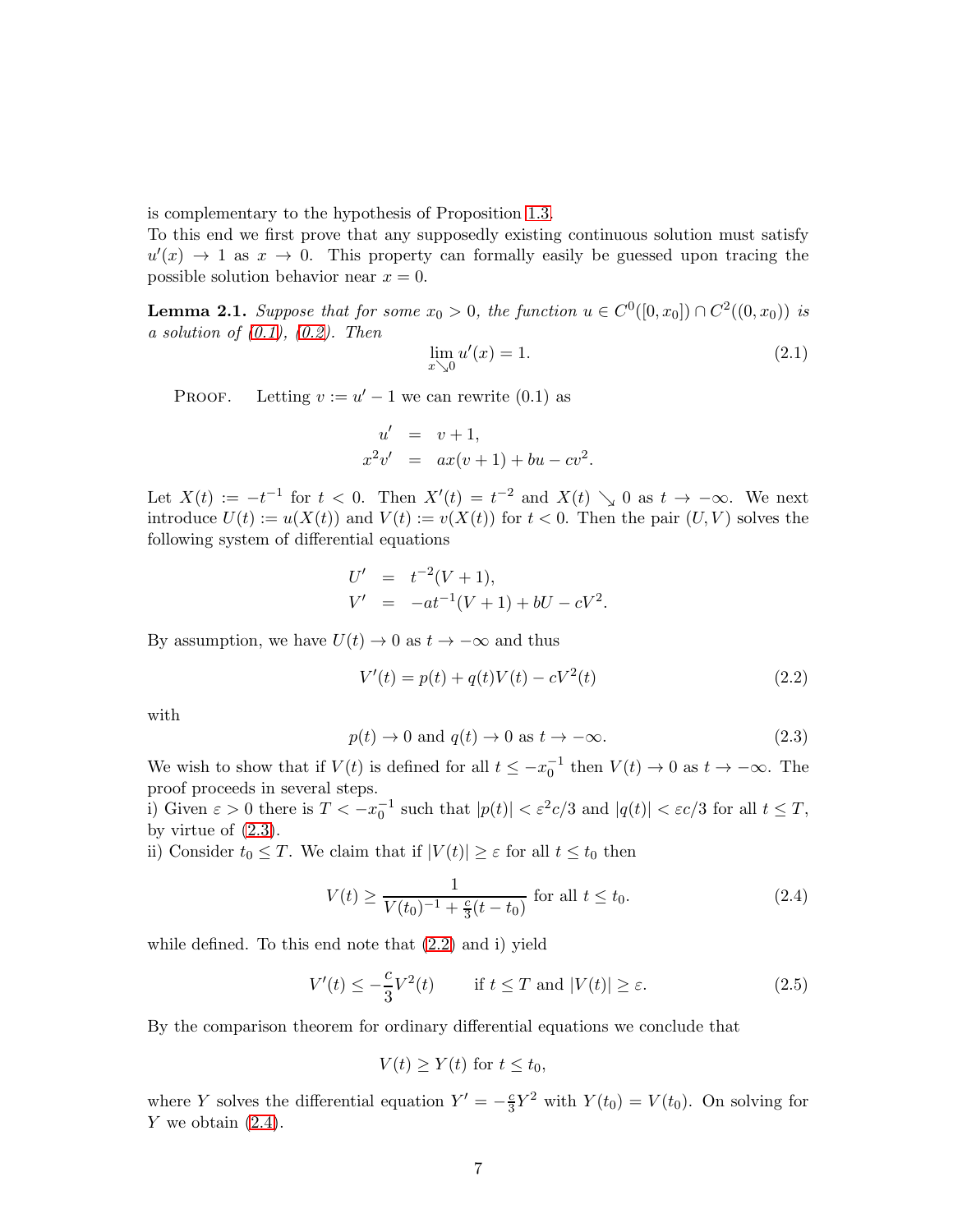is complementary to the hypothesis of Proposition 1.3.
To this end we first prove that any supposedly existing continuous solution must satisfy $u'(x) \to 1$ as $x \to 0$. This property can formally easily be guessed upon tracing the possible solution behavior near $x = 0$.

**Lemma 2.1.** *Suppose that for some $x_0 > 0$, the function $u \in C^0([0, x_0]) \cap C^2((0, x_0))$ is a solution of (0.1), (0.2). Then*

$$\lim_{x \searrow 0} u'(x) = 1. \tag{2.1}$$

Proof. Letting $v := u' - 1$ we can rewrite (0.1) as

$$\begin{aligned} u' &= v + 1, \\ x^2 v' &= ax(v+1) + bu - cv^2. \end{aligned}$$

Let $X(t) := -t^{-1}$ for $t < 0$. Then $X'(t) = t^{-2}$ and $X(t) \searrow 0$ as $t \to -\infty$. We next introduce $U(t) := u(X(t))$ and $V(t) := v(X(t))$ for $t < 0$. Then the pair $(U, V)$ solves the following system of differential equations

$$\begin{aligned} U' &= t^{-2}(V + 1), \\ V' &= -at^{-1}(V + 1) + bU - cV^2. \end{aligned}$$

By assumption, we have $U(t) \to 0$ as $t \to -\infty$ and thus

$$V'(t) = p(t) + q(t)V(t) - cV^2(t) \tag{2.2}$$

with

$$p(t) \to 0 \text{ and } q(t) \to 0 \text{ as } t \to -\infty. \tag{2.3}$$

We wish to show that if $V(t)$ is defined for all $t \leq -x_0^{-1}$ then $V(t) \to 0$ as $t \to -\infty$. The proof proceeds in several steps.
i) Given $\varepsilon > 0$ there is $T < -x_0^{-1}$ such that $|p(t)| < \varepsilon^2 c/3$ and $|q(t)| < \varepsilon c/3$ for all $t \leq T$, by virtue of (2.3).
ii) Consider $t_0 \leq T$. We claim that if $|V(t)| \geq \varepsilon$ for all $t \leq t_0$ then

$$V(t) \geq \frac{1}{V(t_0)^{-1} + \frac{c}{3}(t - t_0)} \text{ for all } t \leq t_0. \tag{2.4}$$

while defined. To this end note that (2.2) and i) yield

$$V'(t) \leq -\frac{c}{3}V^2(t) \qquad \text{if } t \leq T \text{ and } |V(t)| \geq \varepsilon. \tag{2.5}$$

By the comparison theorem for ordinary differential equations we conclude that

$$V(t) \geq Y(t) \text{ for } t \leq t_0,$$

where $Y$ solves the differential equation $Y' = -\frac{c}{3}Y^2$ with $Y(t_0) = V(t_0)$. On solving for $Y$ we obtain (2.4).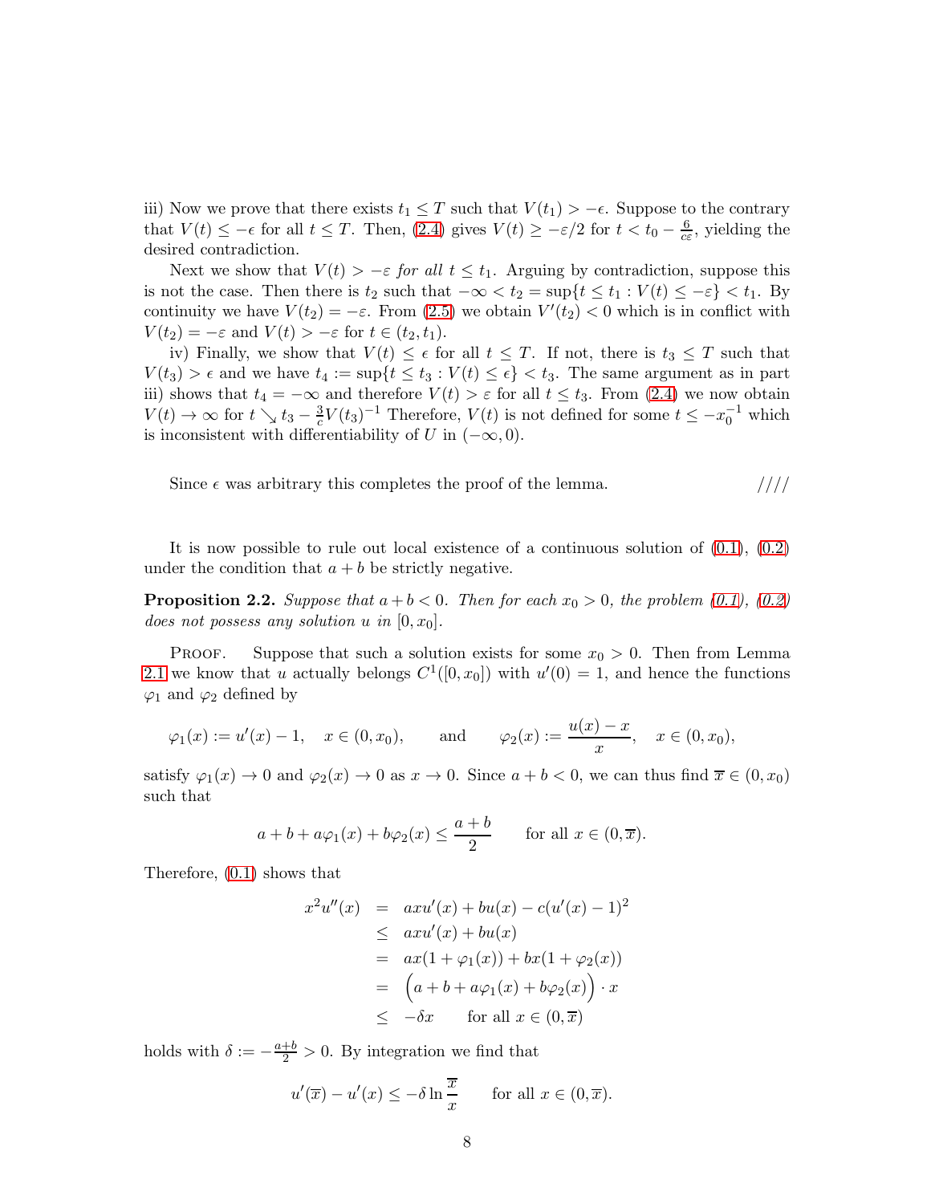iii) Now we prove that there exists $t_1 \leq T$ such that $V(t_1) > -\epsilon$. Suppose to the contrary that $V(t) \leq -\epsilon$ for all $t \leq T$. Then, (2.4) gives $V(t) \geq -\varepsilon/2$ for $t < t_0 - \frac{6}{c\varepsilon}$, yielding the desired contradiction.

Next we show that $V(t) > -\varepsilon$ *for all* $t \leq t_1$. Arguing by contradiction, suppose this is not the case. Then there is $t_2$ such that $-\infty < t_2 = \sup\{t \leq t_1 : V(t) \leq -\varepsilon\} < t_1$. By continuity we have $V(t_2) = -\varepsilon$. From (2.5) we obtain $V'(t_2) < 0$ which is in conflict with $V(t_2) = -\varepsilon$ and $V(t) > -\varepsilon$ for $t \in (t_2, t_1)$.

iv) Finally, we show that $V(t) \leq \epsilon$ for all $t \leq T$. If not, there is $t_3 \leq T$ such that $V(t_3) > \epsilon$ and we have $t_4 := \sup\{t \leq t_3 : V(t) \leq \epsilon\} < t_3$. The same argument as in part iii) shows that $t_4 = -\infty$ and therefore $V(t) > \varepsilon$ for all $t \leq t_3$. From (2.4) we now obtain $V(t) \to \infty$ for $t \searrow t_3 - \frac{3}{c}V(t_3)^{-1}$ Therefore, $V(t)$ is not defined for some $t \leq -x_0^{-1}$ which is inconsistent with differentiability of $U$ in $(-\infty, 0)$.

Since $\epsilon$ was arbitrary this completes the proof of the lemma. ////

It is now possible to rule out local existence of a continuous solution of (0.1), (0.2) under the condition that $a + b$ be strictly negative.

**Proposition 2.2.** *Suppose that $a + b < 0$. Then for each $x_0 > 0$, the problem (0.1), (0.2) does not possess any solution $u$ in $[0, x_0]$.*

Proof. Suppose that such a solution exists for some $x_0 > 0$. Then from Lemma 2.1 we know that $u$ actually belongs $C^1([0, x_0])$ with $u'(0) = 1$, and hence the functions $\varphi_1$ and $\varphi_2$ defined by

$$\varphi_1(x) := u'(x) - 1, \quad x \in (0, x_0), \qquad \text{and} \qquad \varphi_2(x) := \frac{u(x) - x}{x}, \quad x \in (0, x_0),$$

satisfy $\varphi_1(x) \to 0$ and $\varphi_2(x) \to 0$ as $x \to 0$. Since $a + b < 0$, we can thus find $\overline{x} \in (0, x_0)$ such that

$$a + b + a\varphi_1(x) + b\varphi_2(x) \leq \frac{a+b}{2} \qquad \text{for all } x \in (0, \overline{x}).$$

Therefore, (0.1) shows that

$$\begin{aligned}
x^2 u''(x) &= axu'(x) + bu(x) - c(u'(x) - 1)^2 \\
&\leq axu'(x) + bu(x) \\
&= ax(1 + \varphi_1(x)) + bx(1 + \varphi_2(x)) \\
&= \Big(a + b + a\varphi_1(x) + b\varphi_2(x)\Big) \cdot x \\
&\leq -\delta x \qquad \text{for all } x \in (0, \overline{x})
\end{aligned}$$

holds with $\delta := -\frac{a+b}{2} > 0$. By integration we find that

$$u'(\overline{x}) - u'(x) \leq -\delta \ln \frac{\overline{x}}{x} \qquad \text{for all } x \in (0, \overline{x}).$$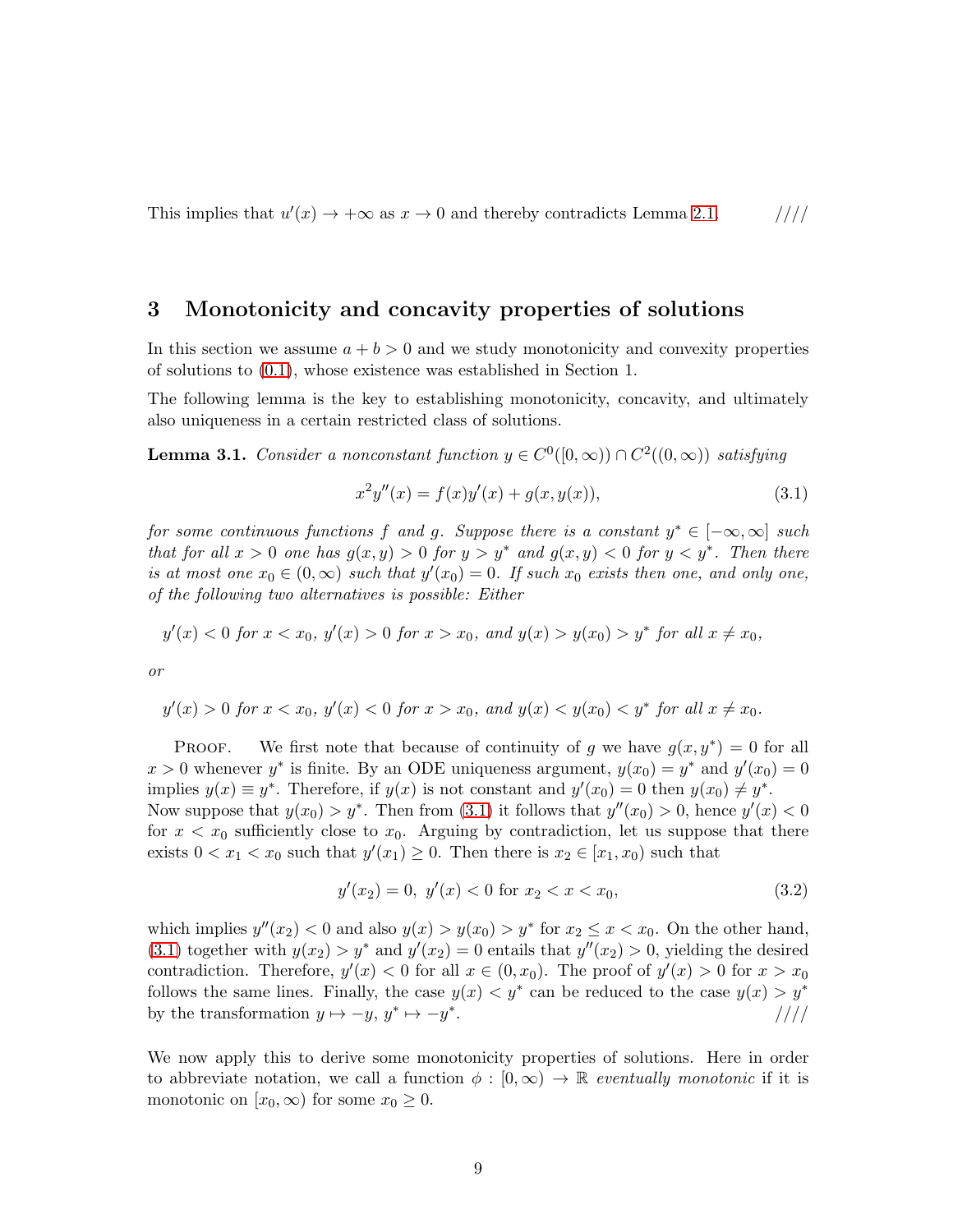This implies that $u'(x) \to +\infty$ as $x \to 0$ and thereby contradicts Lemma 2.1. ////

## 3 Monotonicity and concavity properties of solutions

In this section we assume $a + b > 0$ and we study monotonicity and convexity properties of solutions to (0.1), whose existence was established in Section 1.

The following lemma is the key to establishing monotonicity, concavity, and ultimately also uniqueness in a certain restricted class of solutions.

**Lemma 3.1.** *Consider a nonconstant function $y \in C^0([0,\infty)) \cap C^2((0,\infty))$ satisfying*

$$x^2 y''(x) = f(x)y'(x) + g(x, y(x)), \tag{3.1}$$

*for some continuous functions $f$ and $g$. Suppose there is a constant $y^* \in [-\infty, \infty]$ such that for all $x > 0$ one has $g(x,y) > 0$ for $y > y^*$ and $g(x,y) < 0$ for $y < y^*$. Then there is at most one $x_0 \in (0,\infty)$ such that $y'(x_0) = 0$. If such $x_0$ exists then one, and only one, of the following two alternatives is possible: Either*

$$y'(x) < 0 \text{ for } x < x_0,\ y'(x) > 0 \text{ for } x > x_0, \text{ and } y(x) > y(x_0) > y^* \text{ for all } x \neq x_0,$$

*or*

$$y'(x) > 0 \text{ for } x < x_0,\ y'(x) < 0 \text{ for } x > x_0, \text{ and } y(x) < y(x_0) < y^* \text{ for all } x \neq x_0.$$

Proof. We first note that because of continuity of $g$ we have $g(x, y^*) = 0$ for all $x > 0$ whenever $y^*$ is finite. By an ODE uniqueness argument, $y(x_0) = y^*$ and $y'(x_0) = 0$ implies $y(x) \equiv y^*$. Therefore, if $y(x)$ is not constant and $y'(x_0) = 0$ then $y(x_0) \neq y^*$. Now suppose that $y(x_0) > y^*$. Then from (3.1) it follows that $y''(x_0) > 0$, hence $y'(x) < 0$ for $x < x_0$ sufficiently close to $x_0$. Arguing by contradiction, let us suppose that there exists $0 < x_1 < x_0$ such that $y'(x_1) \geq 0$. Then there is $x_2 \in [x_1, x_0)$ such that

$$y'(x_2) = 0,\ y'(x) < 0 \text{ for } x_2 < x < x_0, \tag{3.2}$$

which implies $y''(x_2) < 0$ and also $y(x) > y(x_0) > y^*$ for $x_2 \leq x < x_0$. On the other hand, (3.1) together with $y(x_2) > y^*$ and $y'(x_2) = 0$ entails that $y''(x_2) > 0$, yielding the desired contradiction. Therefore, $y'(x) < 0$ for all $x \in (0, x_0)$. The proof of $y'(x) > 0$ for $x > x_0$ follows the same lines. Finally, the case $y(x) < y^*$ can be reduced to the case $y(x) > y^*$ by the transformation $y \mapsto -y$, $y^* \mapsto -y^*$. ////

We now apply this to derive some monotonicity properties of solutions. Here in order to abbreviate notation, we call a function $\phi : [0,\infty) \to \mathbb{R}$ *eventually monotonic* if it is monotonic on $[x_0, \infty)$ for some $x_0 \geq 0$.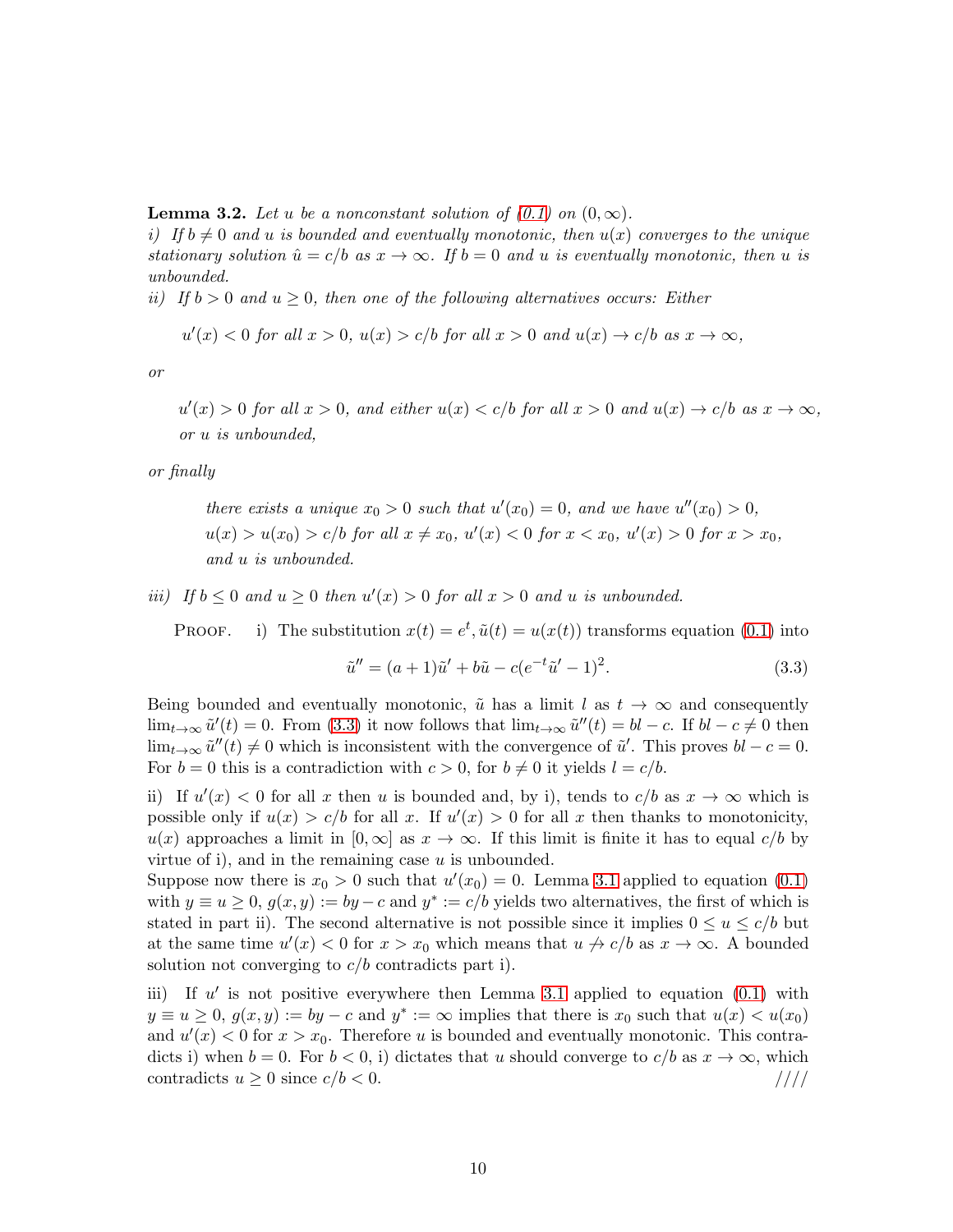**Lemma 3.2.** *Let $u$ be a nonconstant solution of (0.1) on $(0, \infty)$.*

*i) If $b \neq 0$ and $u$ is bounded and eventually monotonic, then $u(x)$ converges to the unique stationary solution $\hat{u} = c/b$ as $x \to \infty$. If $b = 0$ and $u$ is eventually monotonic, then $u$ is unbounded.*

*ii) If $b > 0$ and $u \geq 0$, then one of the following alternatives occurs: Either*

> *$u'(x) < 0$ for all $x > 0$, $u(x) > c/b$ for all $x > 0$ and $u(x) \to c/b$ as $x \to \infty$,*

*or*

> *$u'(x) > 0$ for all $x > 0$, and either $u(x) < c/b$ for all $x > 0$ and $u(x) \to c/b$ as $x \to \infty$, or $u$ is unbounded,*

*or finally*

> *there exists a unique $x_0 > 0$ such that $u'(x_0) = 0$, and we have $u''(x_0) > 0$, $u(x) > u(x_0) > c/b$ for all $x \neq x_0$, $u'(x) < 0$ for $x < x_0$, $u'(x) > 0$ for $x > x_0$, and $u$ is unbounded.*

*iii) If $b \leq 0$ and $u \geq 0$ then $u'(x) > 0$ for all $x > 0$ and $u$ is unbounded.*

Proof. i) The substitution $x(t) = e^t, \tilde{u}(t) = u(x(t))$ transforms equation (0.1) into

$$\tilde{u}'' = (a+1)\tilde{u}' + b\tilde{u} - c(e^{-t}\tilde{u}' - 1)^2. \tag{3.3}$$

Being bounded and eventually monotonic, $\tilde{u}$ has a limit $l$ as $t \to \infty$ and consequently $\lim_{t\to\infty} \tilde{u}'(t) = 0$. From (3.3) it now follows that $\lim_{t\to\infty} \tilde{u}''(t) = bl - c$. If $bl - c \neq 0$ then $\lim_{t\to\infty} \tilde{u}''(t) \neq 0$ which is inconsistent with the convergence of $\tilde{u}'$. This proves $bl - c = 0$. For $b = 0$ this is a contradiction with $c > 0$, for $b \neq 0$ it yields $l = c/b$.

ii) If $u'(x) < 0$ for all $x$ then $u$ is bounded and, by i), tends to $c/b$ as $x \to \infty$ which is possible only if $u(x) > c/b$ for all $x$. If $u'(x) > 0$ for all $x$ then thanks to monotonicity, $u(x)$ approaches a limit in $[0, \infty]$ as $x \to \infty$. If this limit is finite it has to equal $c/b$ by virtue of i), and in the remaining case $u$ is unbounded.

Suppose now there is $x_0 > 0$ such that $u'(x_0) = 0$. Lemma 3.1 applied to equation (0.1) with $y \equiv u \geq 0$, $g(x, y) := by - c$ and $y^* := c/b$ yields two alternatives, the first of which is stated in part ii). The second alternative is not possible since it implies $0 \leq u \leq c/b$ but at the same time $u'(x) < 0$ for $x > x_0$ which means that $u \not\to c/b$ as $x \to \infty$. A bounded solution not converging to $c/b$ contradicts part i).

iii) If $u'$ is not positive everywhere then Lemma 3.1 applied to equation (0.1) with $y \equiv u \geq 0$, $g(x, y) := by - c$ and $y^* := \infty$ implies that there is $x_0$ such that $u(x) < u(x_0)$ and $u'(x) < 0$ for $x > x_0$. Therefore $u$ is bounded and eventually monotonic. This contradicts i) when $b = 0$. For $b < 0$, i) dictates that $u$ should converge to $c/b$ as $x \to \infty$, which contradicts $u \geq 0$ since $c/b < 0$. ////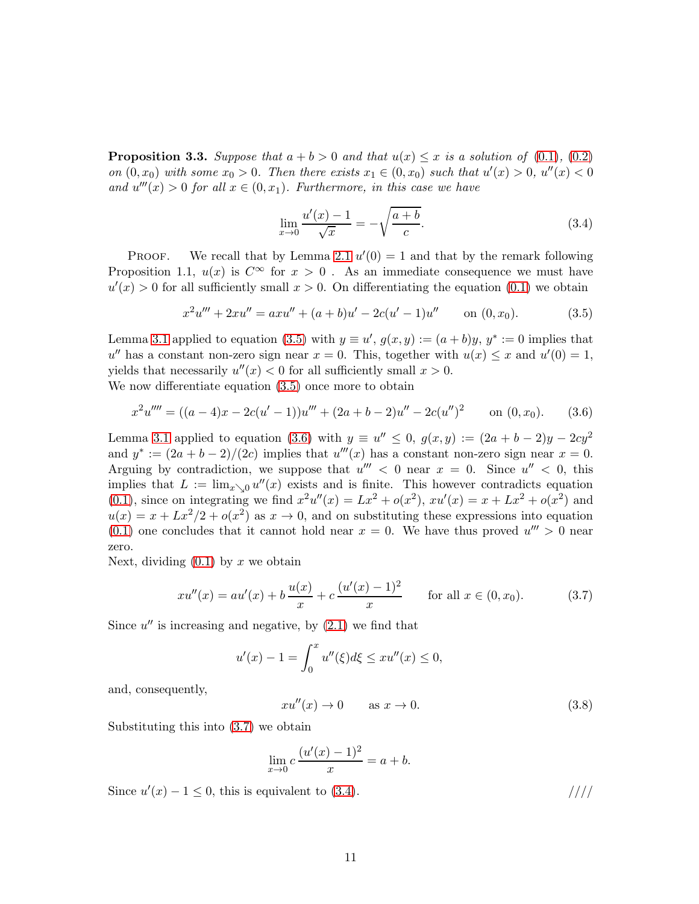**Proposition 3.3.** *Suppose that $a + b > 0$ and that $u(x) \leq x$ is a solution of (0.1), (0.2) on $(0, x_0)$ with some $x_0 > 0$. Then there exists $x_1 \in (0, x_0)$ such that $u'(x) > 0$, $u''(x) < 0$ and $u'''(x) > 0$ for all $x \in (0, x_1)$. Furthermore, in this case we have*

$$\lim_{x \to 0} \frac{u'(x) - 1}{\sqrt{x}} = -\sqrt{\frac{a+b}{c}}. \tag{3.4}$$

Proof. We recall that by Lemma 2.1 $u'(0) = 1$ and that by the remark following Proposition 1.1, $u(x)$ is $C^\infty$ for $x > 0$ . As an immediate consequence we must have $u'(x) > 0$ for all sufficiently small $x > 0$. On differentiating the equation (0.1) we obtain

$$x^2 u''' + 2xu'' = axu'' + (a+b)u' - 2c(u'-1)u'' \qquad \text{on } (0, x_0). \tag{3.5}$$

Lemma 3.1 applied to equation (3.5) with $y \equiv u'$, $g(x, y) := (a+b)y$, $y^* := 0$ implies that $u''$ has a constant non-zero sign near $x = 0$. This, together with $u(x) \leq x$ and $u'(0) = 1$, yields that necessarily $u''(x) < 0$ for all sufficiently small $x > 0$.
We now differentiate equation (3.5) once more to obtain

$$x^2 u'''' = ((a-4)x - 2c(u'-1))u''' + (2a+b-2)u'' - 2c(u'')^2 \qquad \text{on } (0, x_0). \tag{3.6}$$

Lemma 3.1 applied to equation (3.6) with $y \equiv u'' \leq 0$, $g(x, y) := (2a+b-2)y - 2cy^2$ and $y^* := (2a+b-2)/(2c)$ implies that $u'''(x)$ has a constant non-zero sign near $x = 0$. Arguing by contradiction, we suppose that $u''' < 0$ near $x = 0$. Since $u'' < 0$, this implies that $L := \lim_{x \searrow 0} u''(x)$ exists and is finite. This however contradicts equation (0.1), since on integrating we find $x^2 u''(x) = Lx^2 + o(x^2)$, $xu'(x) = x + Lx^2 + o(x^2)$ and $u(x) = x + Lx^2/2 + o(x^2)$ as $x \to 0$, and on substituting these expressions into equation (0.1) one concludes that it cannot hold near $x = 0$. We have thus proved $u''' > 0$ near zero.
Next, dividing (0.1) by $x$ we obtain

$$xu''(x) = au'(x) + b\,\frac{u(x)}{x} + c\,\frac{(u'(x)-1)^2}{x} \qquad \text{for all } x \in (0, x_0). \tag{3.7}$$

Since $u''$ is increasing and negative, by (2.1) we find that

$$u'(x) - 1 = \int_0^x u''(\xi)d\xi \leq xu''(x) \leq 0,$$

and, consequently,

$$xu''(x) \to 0 \qquad \text{as } x \to 0. \tag{3.8}$$

Substituting this into (3.7) we obtain

$$\lim_{x \to 0} c\,\frac{(u'(x)-1)^2}{x} = a + b.$$

Since $u'(x) - 1 \leq 0$, this is equivalent to (3.4). ////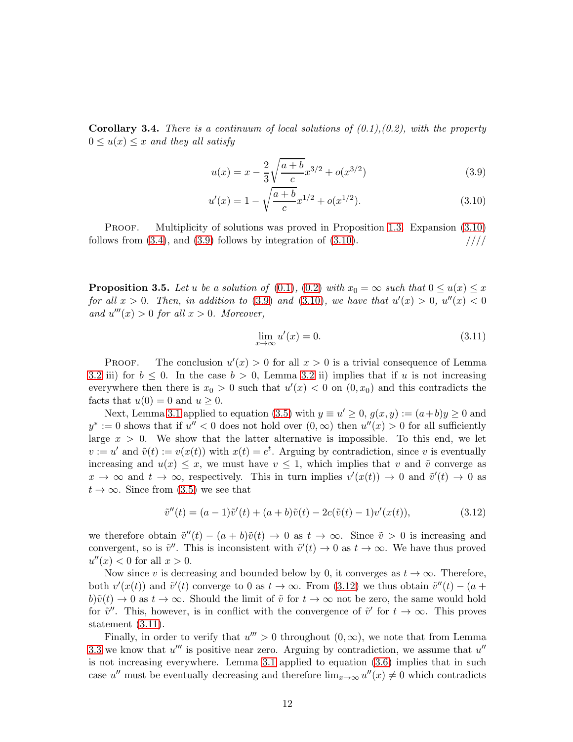**Corollary 3.4.** *There is a continuum of local solutions of (0.1),(0.2), with the property $0 \le u(x) \le x$ and they all satisfy*

$$u(x) = x - \frac{2}{3}\sqrt{\frac{a+b}{c}}x^{3/2} + o(x^{3/2}) \tag{3.9}$$

$$u'(x) = 1 - \sqrt{\frac{a+b}{c}}x^{1/2} + o(x^{1/2}). \tag{3.10}$$

Proof. Multiplicity of solutions was proved in Proposition 1.3. Expansion (3.10) follows from (3.4), and (3.9) follows by integration of (3.10). ////

**Proposition 3.5.** *Let $u$ be a solution of (0.1), (0.2) with $x_0 = \infty$ such that $0 \le u(x) \le x$ for all $x > 0$. Then, in addition to (3.9) and (3.10), we have that $u'(x) > 0$, $u''(x) < 0$ and $u'''(x) > 0$ for all $x > 0$. Moreover,*

$$\lim_{x\to\infty} u'(x) = 0. \tag{3.11}$$

Proof. The conclusion $u'(x) > 0$ for all $x > 0$ is a trivial consequence of Lemma 3.2 iii) for $b \le 0$. In the case $b > 0$, Lemma 3.2 ii) implies that if $u$ is not increasing everywhere then there is $x_0 > 0$ such that $u'(x) < 0$ on $(0, x_0)$ and this contradicts the facts that $u(0) = 0$ and $u \ge 0$.

Next, Lemma 3.1 applied to equation (3.5) with $y \equiv u' \ge 0$, $g(x, y) := (a+b)y \ge 0$ and $y^* := 0$ shows that if $u'' < 0$ does not hold over $(0, \infty)$ then $u''(x) > 0$ for all sufficiently large $x > 0$. We show that the latter alternative is impossible. To this end, we let $v := u'$ and $\tilde{v}(t) := v(x(t))$ with $x(t) = e^t$. Arguing by contradiction, since $v$ is eventually increasing and $u(x) \le x$, we must have $v \le 1$, which implies that $v$ and $\tilde{v}$ converge as $x \to \infty$ and $t \to \infty$, respectively. This in turn implies $v'(x(t)) \to 0$ and $\tilde{v}'(t) \to 0$ as $t \to \infty$. Since from (3.5) we see that

$$\tilde{v}''(t) = (a-1)\tilde{v}'(t) + (a+b)\tilde{v}(t) - 2c(\tilde{v}(t) - 1)v'(x(t)), \tag{3.12}$$

we therefore obtain $\tilde{v}''(t) - (a+b)\tilde{v}(t) \to 0$ as $t \to \infty$. Since $\tilde{v} > 0$ is increasing and convergent, so is $\tilde{v}''$. This is inconsistent with $\tilde{v}'(t) \to 0$ as $t \to \infty$. We have thus proved $u''(x) < 0$ for all $x > 0$.

Now since $v$ is decreasing and bounded below by 0, it converges as $t \to \infty$. Therefore, both $v'(x(t))$ and $\tilde{v}'(t)$ converge to 0 as $t \to \infty$. From (3.12) we thus obtain $\tilde{v}''(t) - (a+b)\tilde{v}(t) \to 0$ as $t \to \infty$. Should the limit of $\tilde{v}$ for $t \to \infty$ not be zero, the same would hold for $\tilde{v}''$. This, however, is in conflict with the convergence of $\tilde{v}'$ for $t \to \infty$. This proves statement (3.11).

Finally, in order to verify that $u''' > 0$ throughout $(0, \infty)$, we note that from Lemma 3.3 we know that $u'''$ is positive near zero. Arguing by contradiction, we assume that $u''$ is not increasing everywhere. Lemma 3.1 applied to equation (3.6) implies that in such case $u''$ must be eventually decreasing and therefore $\lim_{x\to\infty} u''(x) \ne 0$ which contradicts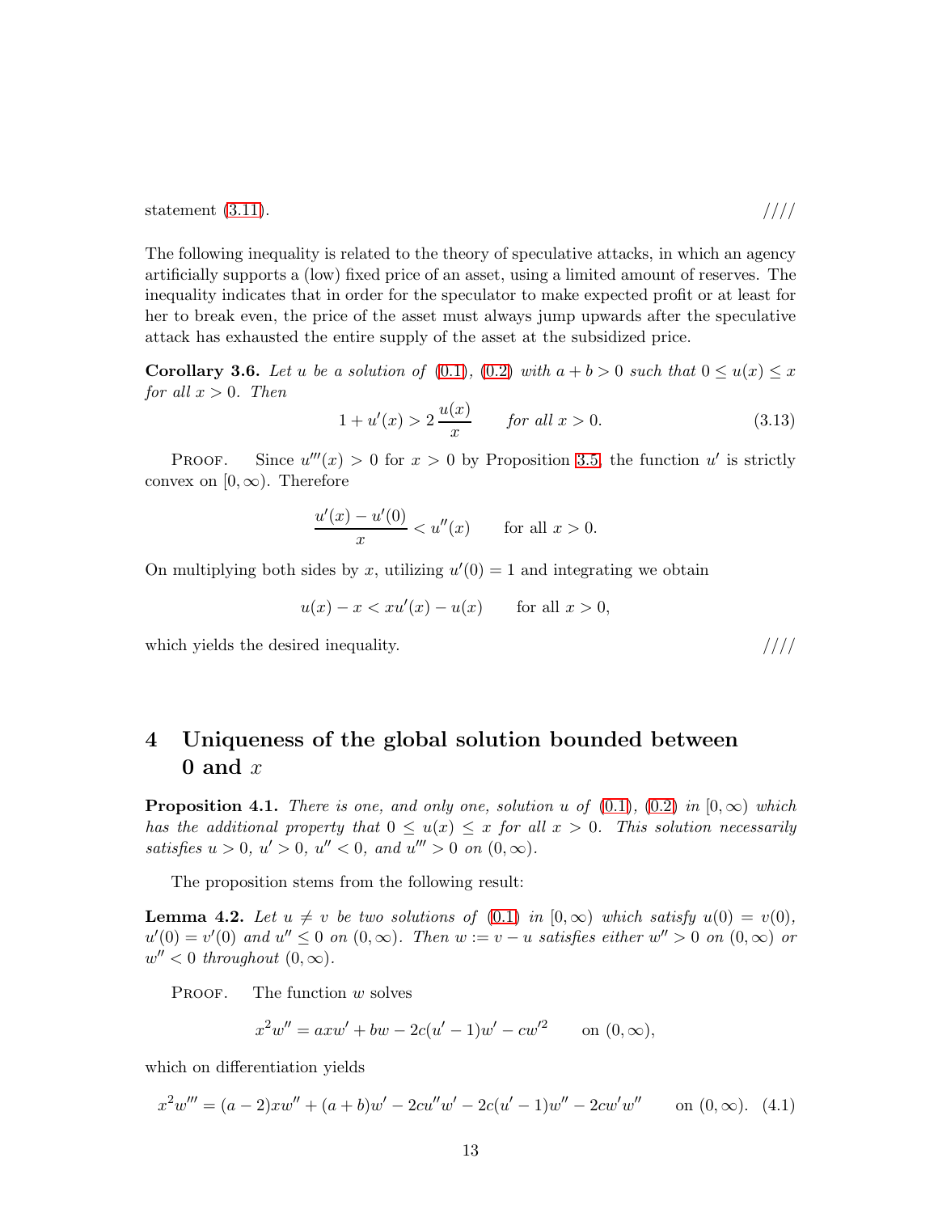statement (3.11). ////

The following inequality is related to the theory of speculative attacks, in which an agency artificially supports a (low) fixed price of an asset, using a limited amount of reserves. The inequality indicates that in order for the speculator to make expected profit or at least for her to break even, the price of the asset must always jump upwards after the speculative attack has exhausted the entire supply of the asset at the subsidized price.

**Corollary 3.6.** *Let $u$ be a solution of (0.1), (0.2) with $a+b>0$ such that $0 \le u(x) \le x$ for all $x>0$. Then*

$$1 + u'(x) > 2\,\frac{u(x)}{x} \qquad \textit{for all } x>0. \tag{3.13}$$

Proof. Since $u'''(x) > 0$ for $x > 0$ by Proposition 3.5, the function $u'$ is strictly convex on $[0,\infty)$. Therefore

$$\frac{u'(x) - u'(0)}{x} < u''(x) \qquad \text{for all } x>0.$$

On multiplying both sides by $x$, utilizing $u'(0) = 1$ and integrating we obtain

$$u(x) - x < xu'(x) - u(x) \qquad \text{for all } x>0,$$

which yields the desired inequality. ////

# 4 Uniqueness of the global solution bounded between 0 and $x$

**Proposition 4.1.** *There is one, and only one, solution $u$ of (0.1), (0.2) in $[0,\infty)$ which has the additional property that $0 \le u(x) \le x$ for all $x>0$. This solution necessarily satisfies $u>0$, $u'>0$, $u''<0$, and $u'''>0$ on $(0,\infty)$.*

The proposition stems from the following result:

**Lemma 4.2.** *Let $u \ne v$ be two solutions of (0.1) in $[0,\infty)$ which satisfy $u(0) = v(0)$, $u'(0) = v'(0)$ and $u'' \le 0$ on $(0,\infty)$. Then $w := v - u$ satisfies either $w''>0$ on $(0,\infty)$ or $w''<0$ throughout $(0,\infty)$.*

Proof. The function $w$ solves

$$x^2 w'' = axw' + bw - 2c(u'-1)w' - cw'^2 \qquad \text{on } (0,\infty),$$

which on differentiation yields

$$x^2 w''' = (a-2)xw'' + (a+b)w' - 2cu''w' - 2c(u'-1)w'' - 2cw'w'' \qquad \text{on } (0,\infty). \tag{4.1}$$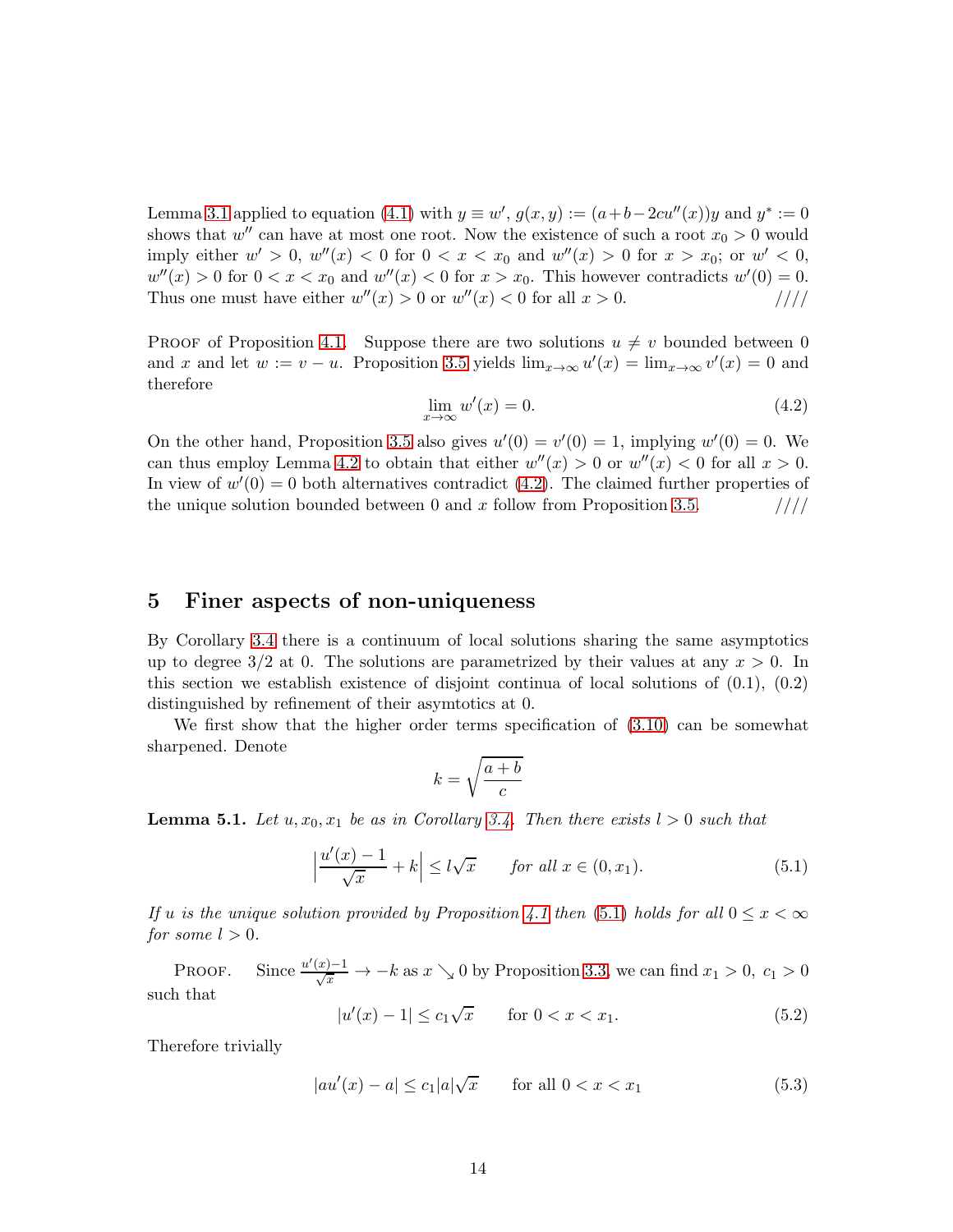Lemma 3.1 applied to equation (4.1) with $y \equiv w'$, $g(x, y) := (a+b-2cu''(x))y$ and $y^* := 0$ shows that $w''$ can have at most one root. Now the existence of such a root $x_0 > 0$ would imply either $w' > 0$, $w''(x) < 0$ for $0 < x < x_0$ and $w''(x) > 0$ for $x > x_0$; or $w' < 0$, $w''(x) > 0$ for $0 < x < x_0$ and $w''(x) < 0$ for $x > x_0$. This however contradicts $w'(0) = 0$. Thus one must have either $w''(x) > 0$ or $w''(x) < 0$ for all $x > 0$. ////

Proof of Proposition 4.1. Suppose there are two solutions $u \neq v$ bounded between 0 and $x$ and let $w := v - u$. Proposition 3.5 yields $\lim_{x\to\infty} u'(x) = \lim_{x\to\infty} v'(x) = 0$ and therefore

$$\lim_{x\to\infty} w'(x) = 0. \tag{4.2}$$

On the other hand, Proposition 3.5 also gives $u'(0) = v'(0) = 1$, implying $w'(0) = 0$. We can thus employ Lemma 4.2 to obtain that either $w''(x) > 0$ or $w''(x) < 0$ for all $x > 0$. In view of $w'(0) = 0$ both alternatives contradict (4.2). The claimed further properties of the unique solution bounded between 0 and $x$ follow from Proposition 3.5. ////

## 5 Finer aspects of non-uniqueness

By Corollary 3.4 there is a continuum of local solutions sharing the same asymptotics up to degree 3/2 at 0. The solutions are parametrized by their values at any $x > 0$. In this section we establish existence of disjoint continua of local solutions of (0.1), (0.2) distinguished by refinement of their asymtotics at 0.

We first show that the higher order terms specification of (3.10) can be somewhat sharpened. Denote

$$k = \sqrt{\frac{a+b}{c}}$$

**Lemma 5.1.** *Let $u, x_0, x_1$ be as in Corollary 3.4. Then there exists $l > 0$ such that*

$$\Big|\frac{u'(x)-1}{\sqrt{x}} + k\Big| \le l\sqrt{x} \qquad \text{for all } x \in (0, x_1). \tag{5.1}$$

*If $u$ is the unique solution provided by Proposition 4.1 then (5.1) holds for all $0 \le x < \infty$ for some $l > 0$.*

Proof. Since $\frac{u'(x)-1}{\sqrt{x}} \to -k$ as $x \searrow 0$ by Proposition 3.3, we can find $x_1 > 0$, $c_1 > 0$ such that

$$|u'(x) - 1| \le c_1\sqrt{x} \qquad \text{for } 0 < x < x_1. \tag{5.2}$$

Therefore trivially

$$|au'(x) - a| \le c_1|a|\sqrt{x} \qquad \text{for all } 0 < x < x_1 \tag{5.3}$$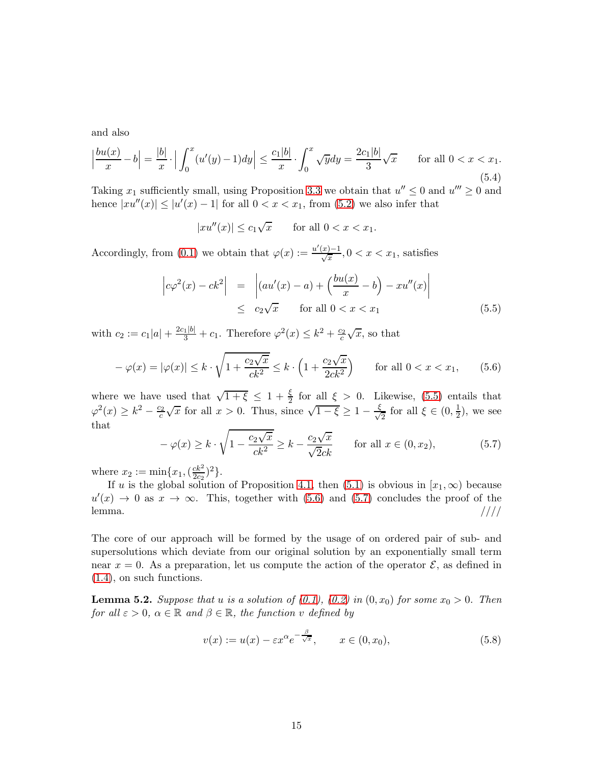and also

$$\Big|\frac{bu(x)}{x} - b\Big| = \frac{|b|}{x} \cdot \Big| \int_0^x (u'(y)-1)dy \Big| \le \frac{c_1|b|}{x} \cdot \int_0^x \sqrt{y} dy = \frac{2c_1|b|}{3}\sqrt{x} \qquad \text{for all } 0 < x < x_1. \tag{5.4}$$

Taking $x_1$ sufficiently small, using Proposition 3.3 we obtain that $u'' \le 0$ and $u''' \ge 0$ and hence $|xu''(x)| \le |u'(x) - 1|$ for all $0 < x < x_1$, from (5.2) we also infer that

$$|xu''(x)| \le c_1\sqrt{x} \qquad \text{for all } 0 < x < x_1.$$

Accordingly, from (0.1) we obtain that $\varphi(x) := \frac{u'(x)-1}{\sqrt{x}}, 0 < x < x_1$, satisfies

$$\begin{aligned} \Big|c\varphi^2(x) - ck^2\Big| &= \Big|(au'(x) - a) + \Big(\frac{bu(x)}{x} - b\Big) - xu''(x)\Big| \\ &\le c_2\sqrt{x} \qquad \text{for all } 0 < x < x_1 \end{aligned} \tag{5.5}$$

with $c_2 := c_1|a| + \frac{2c_1|b|}{3} + c_1$. Therefore $\varphi^2(x) \le k^2 + \frac{c_2}{c}\sqrt{x}$, so that

$$-\varphi(x) = |\varphi(x)| \le k \cdot \sqrt{1 + \frac{c_2\sqrt{x}}{ck^2}} \le k \cdot \Big(1 + \frac{c_2\sqrt{x}}{2ck^2}\Big) \qquad \text{for all } 0 < x < x_1, \tag{5.6}$$

where we have used that $\sqrt{1+\xi} \le 1 + \frac{\xi}{2}$ for all $\xi > 0$. Likewise, (5.5) entails that $\varphi^2(x) \ge k^2 - \frac{c_2}{c}\sqrt{x}$ for all $x > 0$. Thus, since $\sqrt{1-\xi} \ge 1 - \frac{\xi}{\sqrt{2}}$ for all $\xi \in (0, \frac{1}{2})$, we see that

$$-\varphi(x) \ge k \cdot \sqrt{1 - \frac{c_2\sqrt{x}}{ck^2}} \ge k - \frac{c_2\sqrt{x}}{\sqrt{2}ck} \qquad \text{for all } x \in (0, x_2), \tag{5.7}$$

where $x_2 := \min\{x_1, (\frac{ck^2}{2c_2})^2\}$.

If $u$ is the global solution of Proposition 4.1, then (5.1) is obvious in $[x_1, \infty)$ because $u'(x) \to 0$ as $x \to \infty$. This, together with (5.6) and (5.7) concludes the proof of the lemma. ////

The core of our approach will be formed by the usage of on ordered pair of sub- and supersolutions which deviate from our original solution by an exponentially small term near $x = 0$. As a preparation, let us compute the action of the operator $\mathcal{E}$, as defined in (1.4), on such functions.

**Lemma 5.2.** *Suppose that $u$ is a solution of (0.1), (0.2) in $(0, x_0)$ for some $x_0 > 0$. Then for all $\varepsilon > 0$, $\alpha \in \mathbb{R}$ and $\beta \in \mathbb{R}$, the function $v$ defined by*

$$v(x) := u(x) - \varepsilon x^\alpha e^{-\frac{\beta}{\sqrt{x}}}, \qquad x \in (0, x_0), \tag{5.8}$$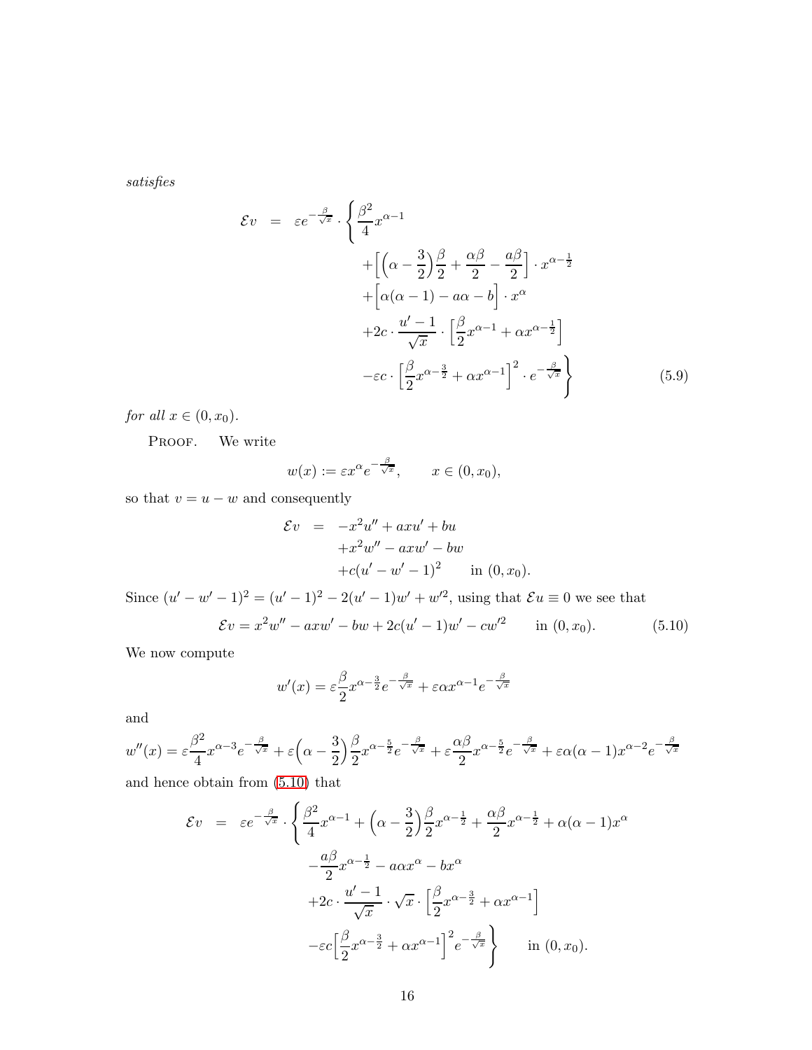*satisfies*

$$
\begin{aligned}
\mathcal{E}v &= \varepsilon e^{-\frac{\beta}{\sqrt{x}}} \cdot \Bigg\{ \frac{\beta^2}{4} x^{\alpha-1} \\
&\qquad + \Big[ \Big(\alpha - \frac{3}{2}\Big)\frac{\beta}{2} + \frac{\alpha\beta}{2} - \frac{a\beta}{2} \Big] \cdot x^{\alpha-\frac{1}{2}} \\
&\qquad + \Big[ \alpha(\alpha-1) - a\alpha - b \Big] \cdot x^{\alpha} \\
&\qquad + 2c \cdot \frac{u'-1}{\sqrt{x}} \cdot \Big[ \frac{\beta}{2} x^{\alpha-1} + \alpha x^{\alpha-\frac{1}{2}} \Big] \\
&\qquad - \varepsilon c \cdot \Big[ \frac{\beta}{2} x^{\alpha-\frac{3}{2}} + \alpha x^{\alpha-1} \Big]^2 \cdot e^{-\frac{\beta}{\sqrt{x}}} \Bigg\}
\end{aligned}
\tag{5.9}
$$

*for all* $x \in (0, x_0)$.

PROOF. We write

$$
w(x) := \varepsilon x^{\alpha} e^{-\frac{\beta}{\sqrt{x}}}, \qquad x \in (0, x_0),
$$

so that $v = u - w$ and consequently

$$
\begin{aligned}
\mathcal{E}v &= -x^2 u'' + axu' + bu \\
&\quad + x^2 w'' - axw' - bw \\
&\quad + c(u' - w' - 1)^2 \qquad \text{in } (0, x_0).
\end{aligned}
$$

Since $(u' - w' - 1)^2 = (u'-1)^2 - 2(u'-1)w' + w'^2$, using that $\mathcal{E}u \equiv 0$ we see that

$$
\mathcal{E}v = x^2 w'' - axw' - bw + 2c(u'-1)w' - cw'^2 \qquad \text{in } (0, x_0). \tag{5.10}
$$

We now compute

$$
w'(x) = \varepsilon \frac{\beta}{2} x^{\alpha-\frac{3}{2}} e^{-\frac{\beta}{\sqrt{x}}} + \varepsilon \alpha x^{\alpha-1} e^{-\frac{\beta}{\sqrt{x}}}
$$

and

$$
w''(x) = \varepsilon \frac{\beta^2}{4} x^{\alpha-3} e^{-\frac{\beta}{\sqrt{x}}} + \varepsilon \Big(\alpha - \frac{3}{2}\Big)\frac{\beta}{2} x^{\alpha-\frac{5}{2}} e^{-\frac{\beta}{\sqrt{x}}} + \varepsilon \frac{\alpha\beta}{2} x^{\alpha-\frac{5}{2}} e^{-\frac{\beta}{\sqrt{x}}} + \varepsilon \alpha(\alpha-1) x^{\alpha-2} e^{-\frac{\beta}{\sqrt{x}}}
$$

and hence obtain from (5.10) that

$$
\begin{aligned}
\mathcal{E}v &= \varepsilon e^{-\frac{\beta}{\sqrt{x}}} \cdot \Bigg\{ \frac{\beta^2}{4} x^{\alpha-1} + \Big(\alpha - \frac{3}{2}\Big)\frac{\beta}{2} x^{\alpha-\frac{1}{2}} + \frac{\alpha\beta}{2} x^{\alpha-\frac{1}{2}} + \alpha(\alpha-1) x^{\alpha} \\
&\qquad - \frac{a\beta}{2} x^{\alpha-\frac{1}{2}} - a\alpha x^{\alpha} - bx^{\alpha} \\
&\qquad + 2c \cdot \frac{u'-1}{\sqrt{x}} \cdot \sqrt{x} \cdot \Big[ \frac{\beta}{2} x^{\alpha-\frac{3}{2}} + \alpha x^{\alpha-1} \Big] \\
&\qquad - \varepsilon c \Big[ \frac{\beta}{2} x^{\alpha-\frac{3}{2}} + \alpha x^{\alpha-1} \Big]^2 e^{-\frac{\beta}{\sqrt{x}}} \Bigg\} \qquad \text{in } (0, x_0).
\end{aligned}
$$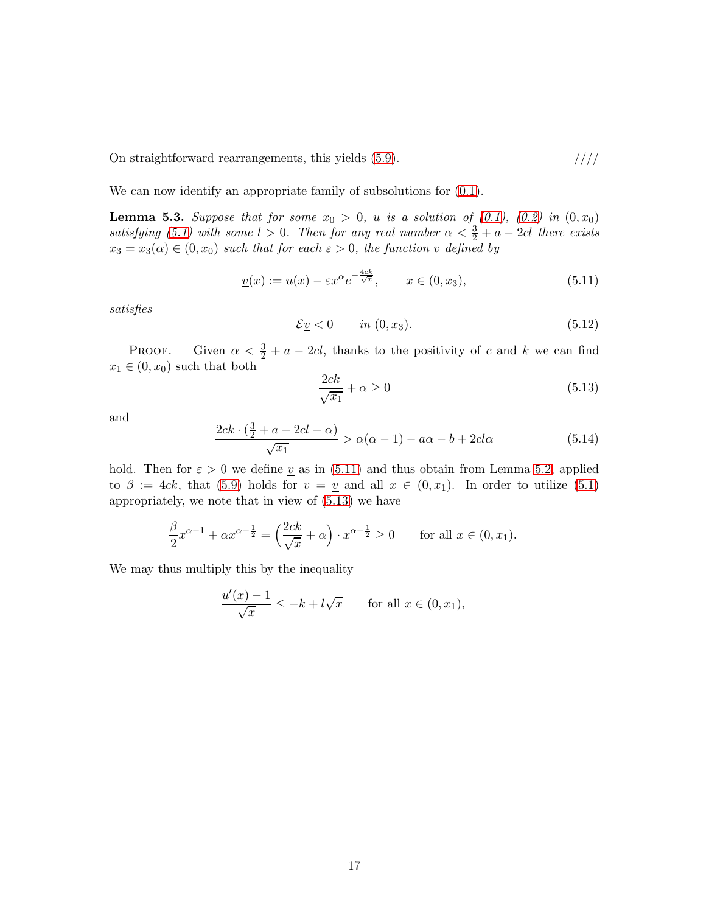On straightforward rearrangements, this yields (5.9). ////

We can now identify an appropriate family of subsolutions for (0.1).

**Lemma 5.3.** *Suppose that for some $x_0 > 0$, $u$ is a solution of (0.1), (0.2) in $(0, x_0)$ satisfying (5.1) with some $l > 0$. Then for any real number $\alpha < \frac{3}{2} + a - 2cl$ there exists $x_3 = x_3(\alpha) \in (0, x_0)$ such that for each $\varepsilon > 0$, the function $\underline{v}$ defined by*

$$\underline{v}(x) := u(x) - \varepsilon x^{\alpha} e^{-\frac{4ck}{\sqrt{x}}}, \qquad x \in (0, x_3), \tag{5.11}$$

*satisfies*

$$\mathcal{E}\underline{v} < 0 \qquad \text{in } (0, x_3). \tag{5.12}$$

Proof. Given $\alpha < \frac{3}{2} + a - 2cl$, thanks to the positivity of $c$ and $k$ we can find $x_1 \in (0, x_0)$ such that both

$$\frac{2ck}{\sqrt{x_1}} + \alpha \geq 0 \tag{5.13}$$

and

$$\frac{2ck \cdot (\frac{3}{2} + a - 2cl - \alpha)}{\sqrt{x_1}} > \alpha(\alpha - 1) - a\alpha - b + 2cl\alpha \tag{5.14}$$

hold. Then for $\varepsilon > 0$ we define $\underline{v}$ as in (5.11) and thus obtain from Lemma 5.2, applied to $\beta := 4ck$, that (5.9) holds for $v = \underline{v}$ and all $x \in (0, x_1)$. In order to utilize (5.1) appropriately, we note that in view of (5.13) we have

$$\frac{\beta}{2} x^{\alpha-1} + \alpha x^{\alpha - \frac{1}{2}} = \Big(\frac{2ck}{\sqrt{x}} + \alpha\Big) \cdot x^{\alpha - \frac{1}{2}} \geq 0 \qquad \text{for all } x \in (0, x_1).$$

We may thus multiply this by the inequality

$$\frac{u'(x) - 1}{\sqrt{x}} \leq -k + l\sqrt{x} \qquad \text{for all } x \in (0, x_1),$$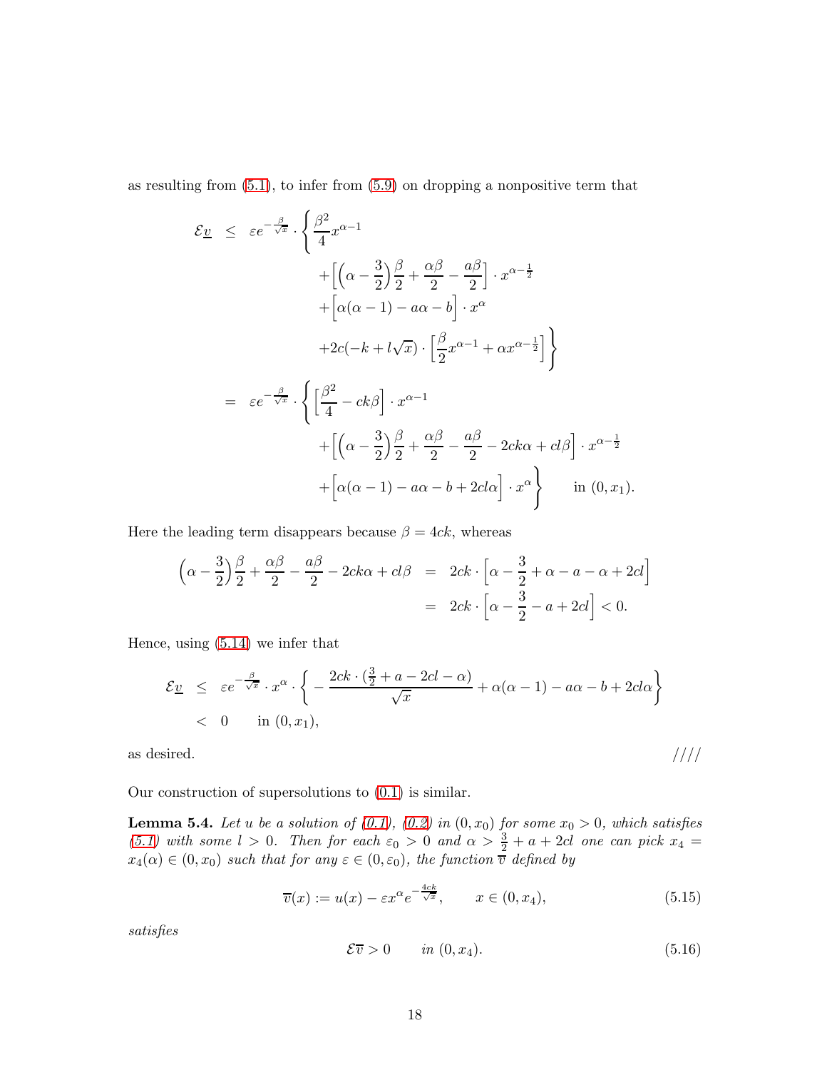as resulting from (5.1), to infer from (5.9) on dropping a nonpositive term that

$$
\begin{aligned}
\mathcal{E}\underline{v} &\le \varepsilon e^{-\frac{\beta}{\sqrt{x}}} \cdot \Bigg\{ \frac{\beta^2}{4} x^{\alpha-1} \\
&\qquad + \Big[ \Big(\alpha - \frac{3}{2}\Big)\frac{\beta}{2} + \frac{\alpha\beta}{2} - \frac{a\beta}{2} \Big] \cdot x^{\alpha-\frac{1}{2}} \\
&\qquad + \Big[ \alpha(\alpha-1) - a\alpha - b \Big] \cdot x^{\alpha} \\
&\qquad + 2c(-k + l\sqrt{x}) \cdot \Big[ \frac{\beta}{2} x^{\alpha-1} + \alpha x^{\alpha-\frac{1}{2}} \Big] \Bigg\} \\
&= \varepsilon e^{-\frac{\beta}{\sqrt{x}}} \cdot \Bigg\{ \Big[ \frac{\beta^2}{4} - ck\beta \Big] \cdot x^{\alpha-1} \\
&\qquad + \Big[ \Big(\alpha - \frac{3}{2}\Big)\frac{\beta}{2} + \frac{\alpha\beta}{2} - \frac{a\beta}{2} - 2ck\alpha + cl\beta \Big] \cdot x^{\alpha-\frac{1}{2}} \\
&\qquad + \Big[ \alpha(\alpha-1) - a\alpha - b + 2cl\alpha \Big] \cdot x^{\alpha} \Bigg\} \qquad \text{in } (0, x_1).
\end{aligned}
$$

Here the leading term disappears because $\beta = 4ck$, whereas

$$
\begin{aligned}
\Big(\alpha - \frac{3}{2}\Big)\frac{\beta}{2} + \frac{\alpha\beta}{2} - \frac{a\beta}{2} - 2ck\alpha + cl\beta &= 2ck \cdot \Big[ \alpha - \frac{3}{2} + \alpha - a - \alpha + 2cl \Big] \\
&= 2ck \cdot \Big[ \alpha - \frac{3}{2} - a + 2cl \Big] < 0.
\end{aligned}
$$

Hence, using (5.14) we infer that

$$
\begin{aligned}
\mathcal{E}\underline{v} &\le \varepsilon e^{-\frac{\beta}{\sqrt{x}}} \cdot x^{\alpha} \cdot \Bigg\{ - \frac{2ck \cdot (\frac{3}{2} + a - 2cl - \alpha)}{\sqrt{x}} + \alpha(\alpha-1) - a\alpha - b + 2cl\alpha \Bigg\} \\
&< 0 \qquad \text{in } (0, x_1),
\end{aligned}
$$

as desired. ////

Our construction of supersolutions to (0.1) is similar.

**Lemma 5.4.** *Let $u$ be a solution of (0.1), (0.2) in $(0, x_0)$ for some $x_0 > 0$, which satisfies (5.1) with some $l > 0$. Then for each $\varepsilon_0 > 0$ and $\alpha > \frac{3}{2} + a + 2cl$ one can pick $x_4 = x_4(\alpha) \in (0, x_0)$ such that for any $\varepsilon \in (0, \varepsilon_0)$, the function $\overline{v}$ defined by*

$$
\overline{v}(x) := u(x) - \varepsilon x^{\alpha} e^{-\frac{4ck}{\sqrt{x}}}, \qquad x \in (0, x_4), \tag{5.15}
$$

*satisfies*

$$
\mathcal{E}\overline{v} > 0 \qquad \text{in } (0, x_4). \tag{5.16}
$$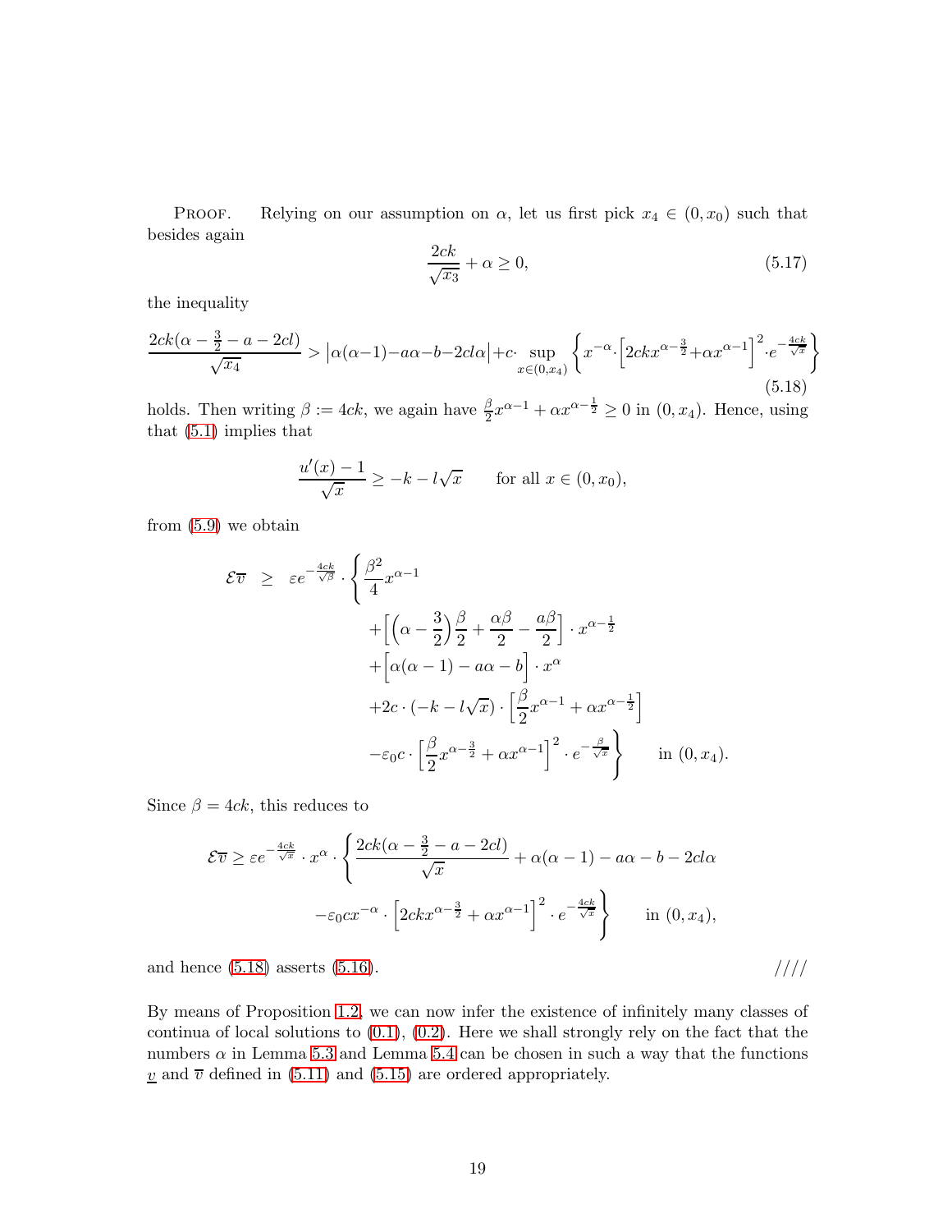Proof. Relying on our assumption on $\alpha$, let us first pick $x_4 \in (0, x_0)$ such that besides again

$$\frac{2ck}{\sqrt{x_3}} + \alpha \geq 0, \tag{5.17}$$

the inequality

$$\frac{2ck(\alpha - \frac{3}{2} - a - 2cl)}{\sqrt{x_4}} > \left|\alpha(\alpha-1) - a\alpha - b - 2cl\alpha\right| + c \cdot \sup_{x \in (0,x_4)} \left\{ x^{-\alpha} \cdot \Big[2ckx^{\alpha - \frac{3}{2}} + \alpha x^{\alpha-1}\Big]^2 \cdot e^{-\frac{4ck}{\sqrt{x}}} \right\} \tag{5.18}$$

holds. Then writing $\beta := 4ck$, we again have $\frac{\beta}{2} x^{\alpha-1} + \alpha x^{\alpha - \frac{1}{2}} \geq 0$ in $(0, x_4)$. Hence, using that (5.1) implies that

$$\frac{u'(x) - 1}{\sqrt{x}} \geq -k - l\sqrt{x} \qquad \text{for all } x \in (0, x_0),$$

from (5.9) we obtain

$$\begin{aligned}
\mathcal{E}\overline{v} \ \geq \ & \varepsilon e^{-\frac{4ck}{\sqrt{\beta}}} \cdot \Bigg\{ \frac{\beta^2}{4} x^{\alpha - 1} \\
& + \Big[ \Big(\alpha - \frac{3}{2}\Big)\frac{\beta}{2} + \frac{\alpha\beta}{2} - \frac{a\beta}{2} \Big] \cdot x^{\alpha - \frac{1}{2}} \\
& + \Big[ \alpha(\alpha - 1) - a\alpha - b \Big] \cdot x^{\alpha} \\
& + 2c \cdot (-k - l\sqrt{x}) \cdot \Big[ \frac{\beta}{2} x^{\alpha - 1} + \alpha x^{\alpha - \frac{1}{2}} \Big] \\
& - \varepsilon_0 c \cdot \Big[ \frac{\beta}{2} x^{\alpha - \frac{3}{2}} + \alpha x^{\alpha - 1} \Big]^2 \cdot e^{-\frac{\beta}{\sqrt{x}}} \Bigg\} \qquad \text{in } (0, x_4).
\end{aligned}$$

Since $\beta = 4ck$, this reduces to

$$\begin{aligned}
\mathcal{E}\overline{v} \geq \varepsilon e^{-\frac{4ck}{\sqrt{x}}} \cdot x^{\alpha} \cdot \Bigg\{ & \frac{2ck(\alpha - \frac{3}{2} - a - 2cl)}{\sqrt{x}} + \alpha(\alpha - 1) - a\alpha - b - 2cl\alpha \\
& - \varepsilon_0 c x^{-\alpha} \cdot \Big[ 2ckx^{\alpha - \frac{3}{2}} + \alpha x^{\alpha - 1} \Big]^2 \cdot e^{-\frac{4ck}{\sqrt{x}}} \Bigg\} \qquad \text{in } (0, x_4),
\end{aligned}$$

and hence (5.18) asserts (5.16). ////

By means of Proposition 1.2, we can now infer the existence of infinitely many classes of continua of local solutions to (0.1), (0.2). Here we shall strongly rely on the fact that the numbers $\alpha$ in Lemma 5.3 and Lemma 5.4 can be chosen in such a way that the functions $\underline{v}$ and $\overline{v}$ defined in (5.11) and (5.15) are ordered appropriately.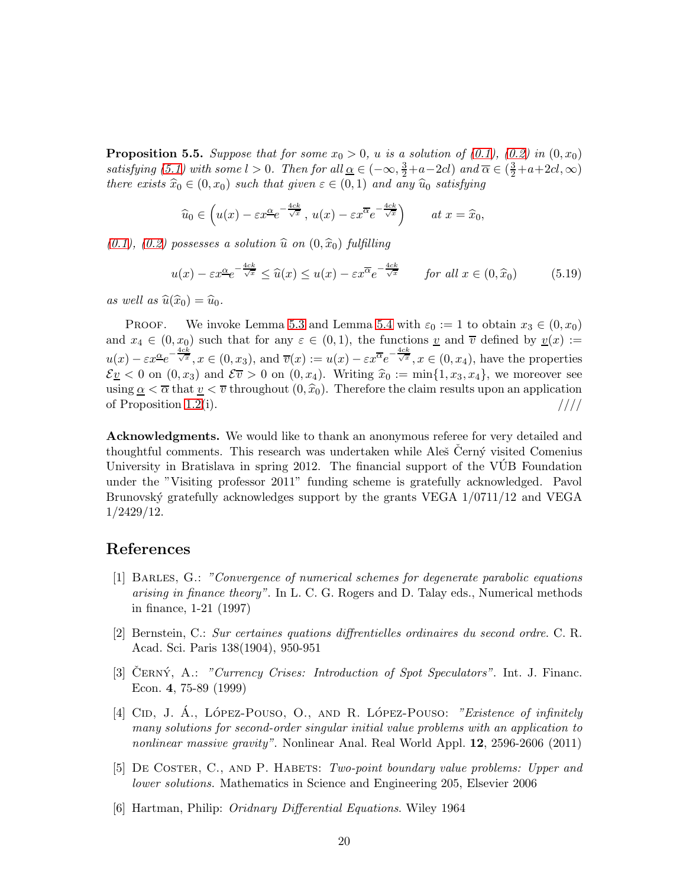**Proposition 5.5.** *Suppose that for some $x_0 > 0$, $u$ is a solution of (0.1), (0.2) in $(0, x_0)$ satisfying (5.1) with some $l > 0$. Then for all $\underline{\alpha} \in (-\infty, \frac{3}{2}+a-2cl)$ and $\overline{\alpha} \in (\frac{3}{2}+a+2cl, \infty)$ there exists $\widehat{x}_0 \in (0, x_0)$ such that given $\varepsilon \in (0,1)$ and any $\widehat{u}_0$ satisfying*

$$\widehat{u}_0 \in \left( u(x) - \varepsilon x^{\underline{\alpha}} e^{-\frac{4ck}{\sqrt{x}}}, \, u(x) - \varepsilon x^{\overline{\alpha}} e^{-\frac{4ck}{\sqrt{x}}} \right) \qquad \text{at } x = \widehat{x}_0,$$

*(0.1), (0.2) possesses a solution $\widehat{u}$ on $(0, \widehat{x}_0)$ fulfilling*

$$u(x) - \varepsilon x^{\underline{\alpha}} e^{-\frac{4ck}{\sqrt{x}}} \leq \widehat{u}(x) \leq u(x) - \varepsilon x^{\overline{\alpha}} e^{-\frac{4ck}{\sqrt{x}}} \qquad \text{for all } x \in (0, \widehat{x}_0) \tag{5.19}$$

*as well as $\widehat{u}(\widehat{x}_0) = \widehat{u}_0$.*

Proof. We invoke Lemma 5.3 and Lemma 5.4 with $\varepsilon_0 := 1$ to obtain $x_3 \in (0, x_0)$ and $x_4 \in (0, x_0)$ such that for any $\varepsilon \in (0,1)$, the functions $\underline{v}$ and $\overline{v}$ defined by $\underline{v}(x) := u(x) - \varepsilon x^{\underline{\alpha}} e^{-\frac{4ck}{\sqrt{x}}}, x \in (0, x_3)$, and $\overline{v}(x) := u(x) - \varepsilon x^{\overline{\alpha}} e^{-\frac{4ck}{\sqrt{x}}}, x \in (0, x_4)$, have the properties $\mathcal{E}\underline{v} < 0$ on $(0, x_3)$ and $\mathcal{E}\overline{v} > 0$ on $(0, x_4)$. Writing $\widehat{x}_0 := \min\{1, x_3, x_4\}$, we moreover see using $\underline{\alpha} < \overline{\alpha}$ that $\underline{v} < \overline{v}$ throughout $(0, \widehat{x}_0)$. Therefore the claim results upon an application of Proposition 1.2(i). ////

**Acknowledgments.** We would like to thank an anonymous referee for very detailed and thoughtful comments. This research was undertaken while Aleš Černý visited Comenius University in Bratislava in spring 2012. The financial support of the VÚB Foundation under the "Visiting professor 2011" funding scheme is gratefully acknowledged. Pavol Brunovský gratefully acknowledges support by the grants VEGA 1/0711/12 and VEGA 1/2429/12.

# References

[1] Barles, G.: *"Convergence of numerical schemes for degenerate parabolic equations arising in finance theory"*. In L. C. G. Rogers and D. Talay eds., Numerical methods in finance, 1-21 (1997)

[2] Bernstein, C.: *Sur certaines quations diffrentielles ordinaires du second ordre.* C. R. Acad. Sci. Paris 138(1904), 950-951

[3] Černý, A.: *"Currency Crises: Introduction of Spot Speculators"*. Int. J. Financ. Econ. **4**, 75-89 (1999)

[4] Cid, J. Á., López-Pouso, O., and R. López-Pouso: *"Existence of infinitely many solutions for second-order singular initial value problems with an application to nonlinear massive gravity"*. Nonlinear Anal. Real World Appl. **12**, 2596-2606 (2011)

[5] De Coster, C., and P. Habets: *Two-point boundary value problems: Upper and lower solutions.* Mathematics in Science and Engineering 205, Elsevier 2006

[6] Hartman, Philip: *Oridnary Differential Equations*. Wiley 1964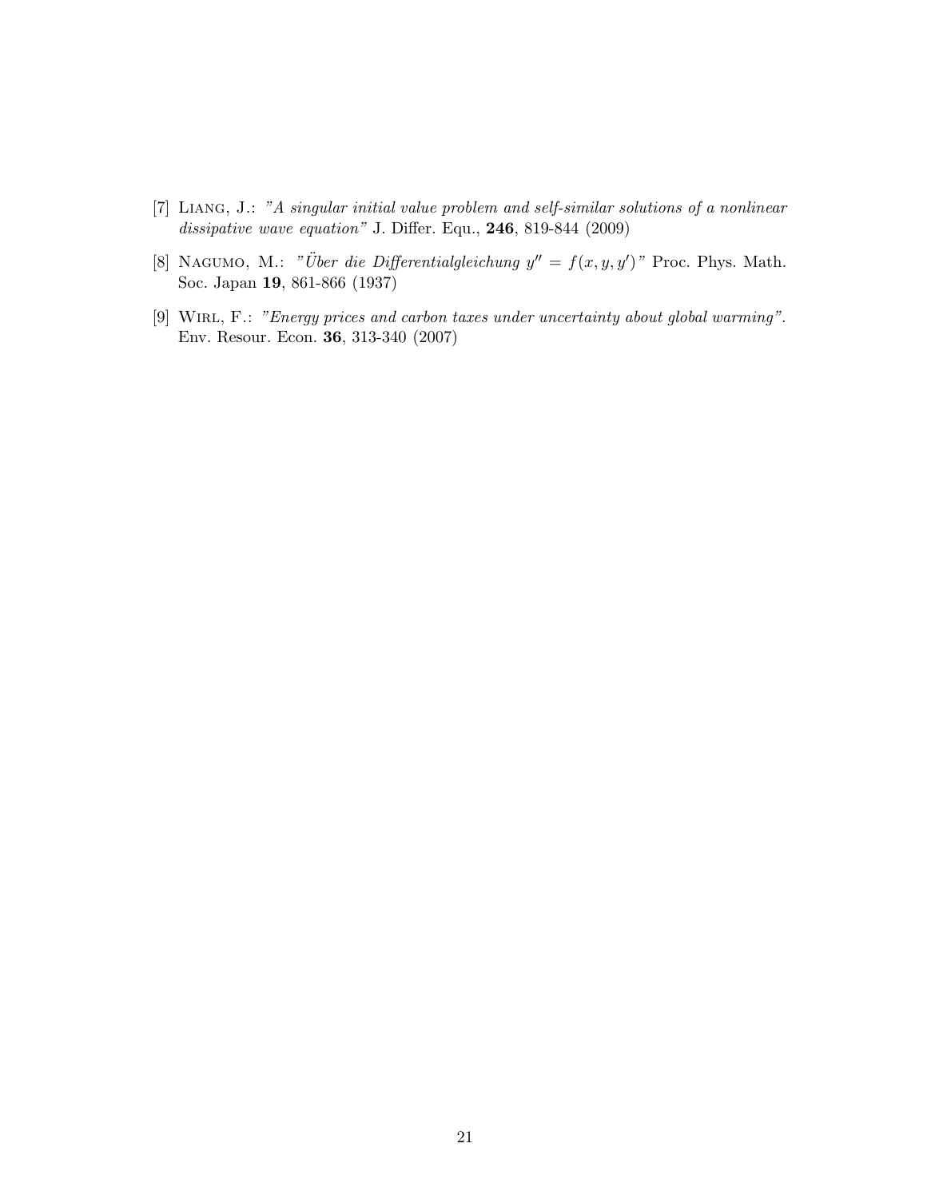[7] Liang, J.: *"A singular initial value problem and self-similar solutions of a nonlinear dissipative wave equation"* J. Differ. Equ., **246**, 819-844 (2009)

[8] Nagumo, M.: *"Über die Differentialgleichung $y'' = f(x, y, y')$"* Proc. Phys. Math. Soc. Japan **19**, 861-866 (1937)

[9] Wirl, F.: *"Energy prices and carbon taxes under uncertainty about global warming"*. Env. Resour. Econ. **36**, 313-340 (2007)